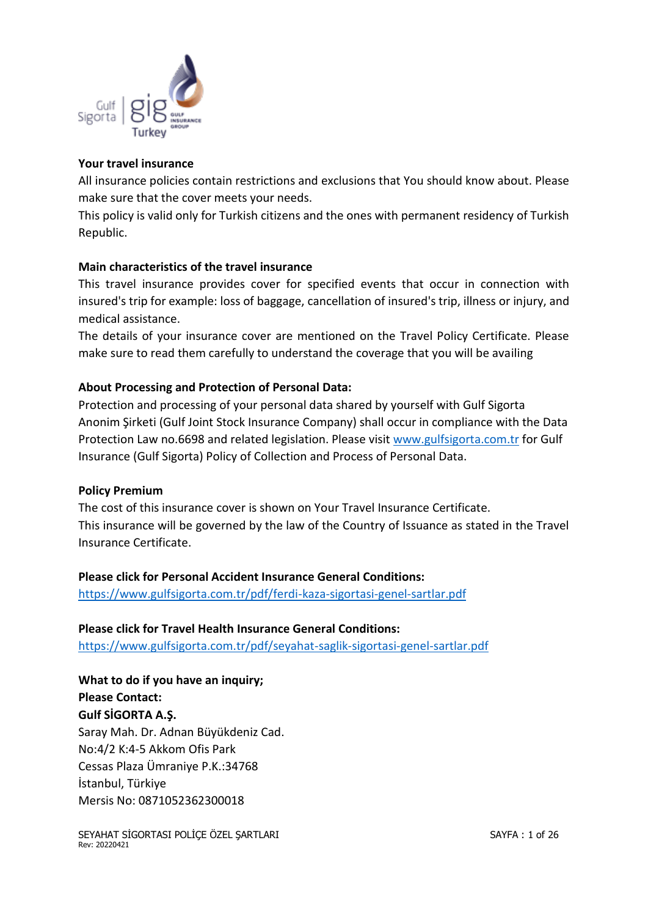**Your travel insurance**

All insurance policies contain restrictions and exclusions that You should know about. Please make sure that the cover meets your needs.

This policy is valid only for Turkish citizens and the ones with permanent residency of Turkish Republic.

**Main characteristics of the travel insurance**

This travel insurance provides cover for specified events that occur in connection with insured's trip for example: loss of baggage, cancellation of insured's trip, illness or injury, and medical assistance.

The details of your insurance cover are mentioned on the Travel Policy Certificate. Please make sure to read them carefully to understand the coverage that you will be availing

**About Processing and Protection of Personal Data:**

Protection and processing of your personal data shared by yourself with Gulf Sigorta Anonim Şirketi (Gulf Joint Stock Insurance Company) shall occur in compliance with the Data Protection Law no.6698 and related legislation. Please visit www.gulfsigorta.com.tr for Gulf Insurance (Gulf Sigorta) Policy of Collection and Process of Personal Data.

**Policy Premium**

The cost of this insurance cover is shown on Your Travel Insurance Certificate.

This insurance will be governed by the law of the Country of Issuance as stated in the Travel Insurance Certificate.

**Please click for Personal Accident Insurance General Conditions:**

https://www.gulfsigorta.com.tr/pdf/ferdi-kaza-sigortasi-genel-sartlar.pdf

**Please click for Travel Health Insurance General Conditions:**

https://www.gulfsigorta.com.tr/pdf/seyahat-saglik-sigortasi-genel-sartlar.pdf

**What to do if you have an inquiry;**
**Please Contact:**
**Gulf SİGORTA A.Ş.**
Saray Mah. Dr. Adnan Büyükdeniz Cad.
No:4/2 K:4-5 Akkom Ofis Park
Cessas Plaza Ümraniye P.K.:34768
İstanbul, Türkiye
Mersis No: 0871052362300018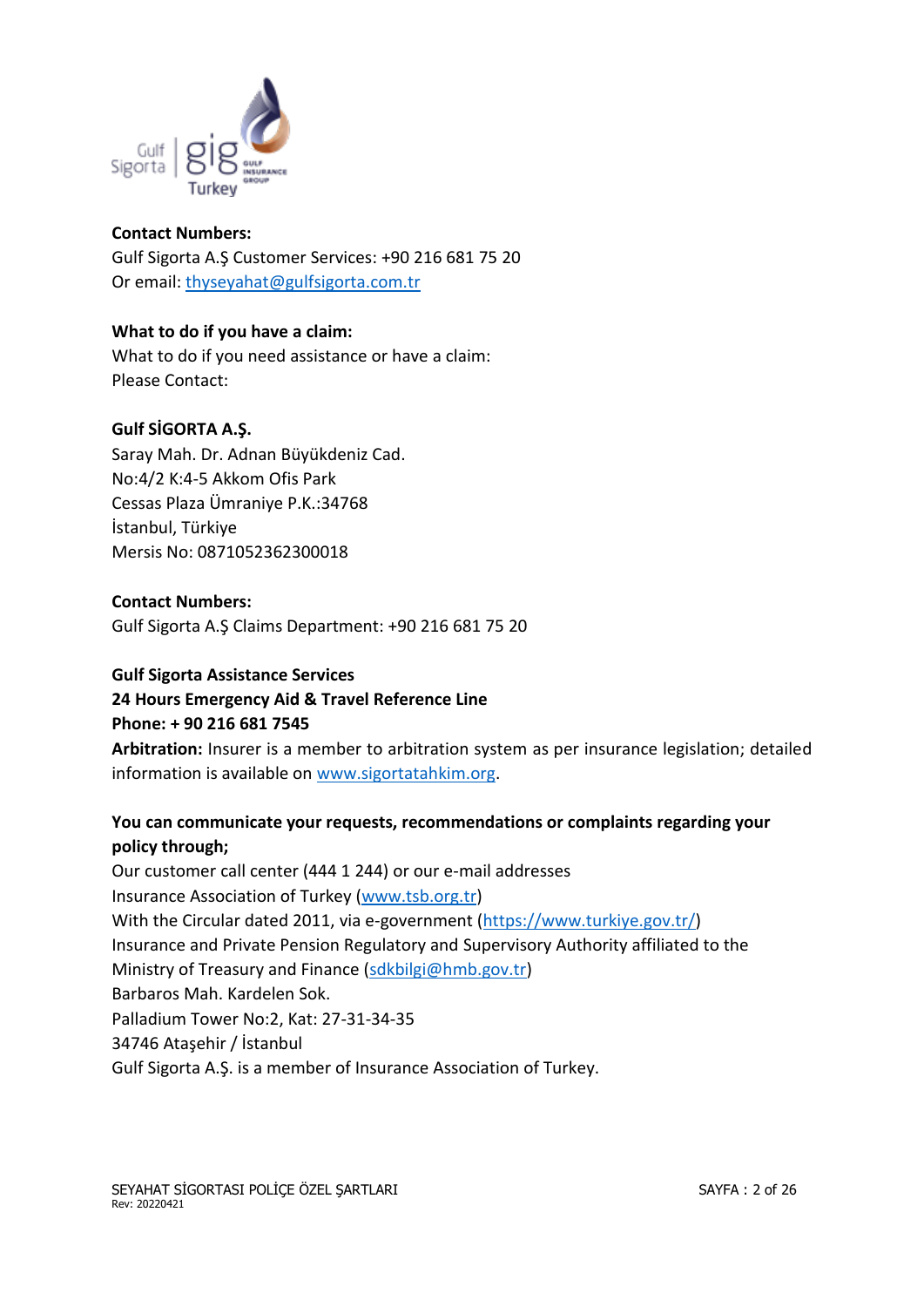**Contact Numbers:**
Gulf Sigorta A.Ş Customer Services: +90 216 681 75 20
Or email: thyseyahat@gulfsigorta.com.tr

**What to do if you have a claim:**
What to do if you need assistance or have a claim:
Please Contact:

**Gulf SİGORTA A.Ş.**
Saray Mah. Dr. Adnan Büyükdeniz Cad.
No:4/2 K:4-5 Akkom Ofis Park
Cessas Plaza Ümraniye P.K.:34768
İstanbul, Türkiye
Mersis No: 0871052362300018

**Contact Numbers:**
Gulf Sigorta A.Ş Claims Department: +90 216 681 75 20

**Gulf Sigorta Assistance Services**
**24 Hours Emergency Aid & Travel Reference Line**
**Phone: + 90 216 681 7545**
**Arbitration:** Insurer is a member to arbitration system as per insurance legislation; detailed information is available on www.sigortatahkim.org.

**You can communicate your requests, recommendations or complaints regarding your policy through;**
Our customer call center (444 1 244) or our e-mail addresses
Insurance Association of Turkey (www.tsb.org.tr)
With the Circular dated 2011, via e-government (https://www.turkiye.gov.tr/)
Insurance and Private Pension Regulatory and Supervisory Authority affiliated to the Ministry of Treasury and Finance (sdkbilgi@hmb.gov.tr)
Barbaros Mah. Kardelen Sok.
Palladium Tower No:2, Kat: 27-31-34-35
34746 Ataşehir / İstanbul
Gulf Sigorta A.Ş. is a member of Insurance Association of Turkey.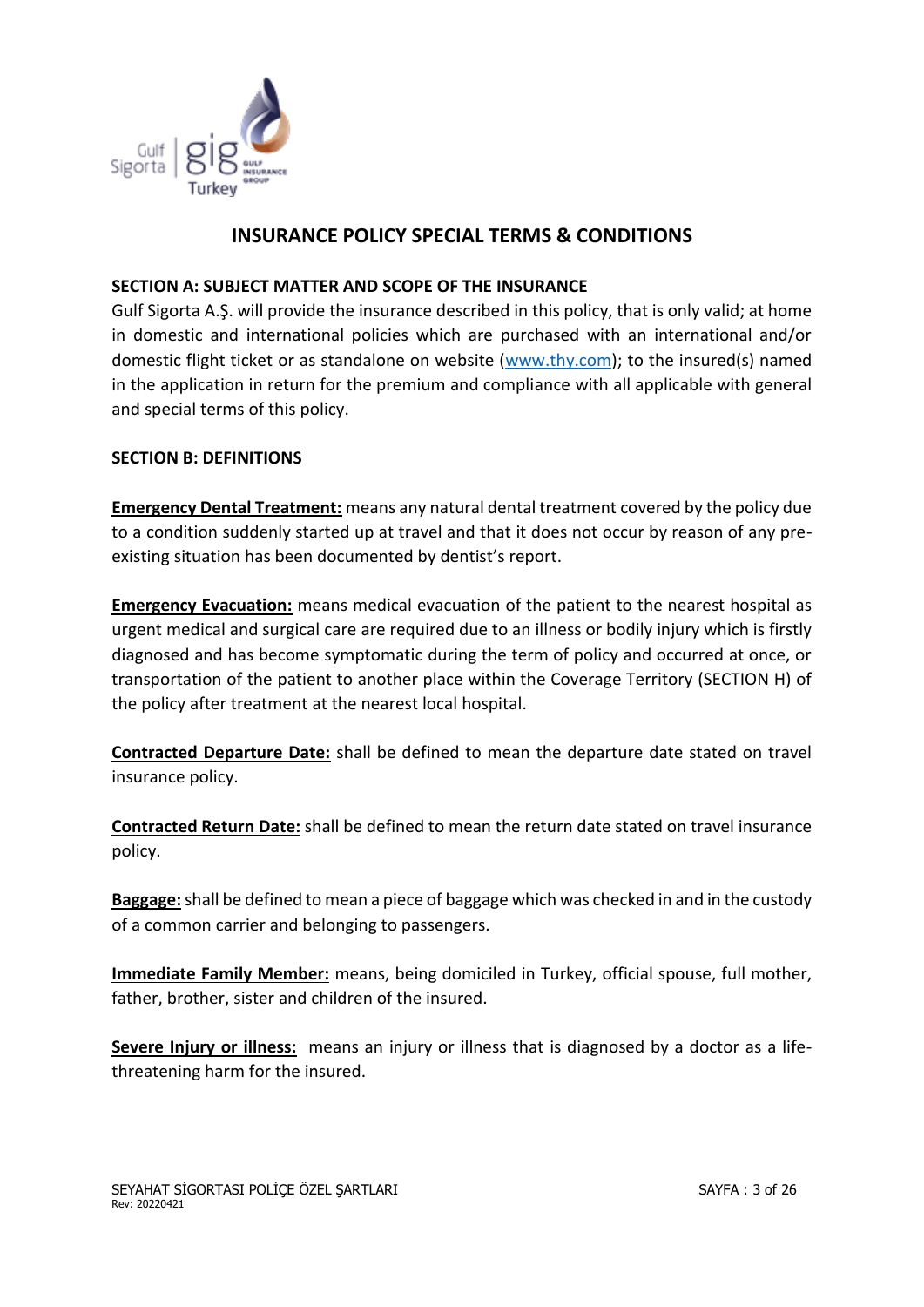# INSURANCE POLICY SPECIAL TERMS & CONDITIONS

**SECTION A: SUBJECT MATTER AND SCOPE OF THE INSURANCE**

Gulf Sigorta A.Ş. will provide the insurance described in this policy, that is only valid; at home in domestic and international policies which are purchased with an international and/or domestic flight ticket or as standalone on website (www.thy.com); to the insured(s) named in the application in return for the premium and compliance with all applicable with general and special terms of this policy.

**SECTION B: DEFINITIONS**

**Emergency Dental Treatment:** means any natural dental treatment covered by the policy due to a condition suddenly started up at travel and that it does not occur by reason of any pre-existing situation has been documented by dentist's report.

**Emergency Evacuation:** means medical evacuation of the patient to the nearest hospital as urgent medical and surgical care are required due to an illness or bodily injury which is firstly diagnosed and has become symptomatic during the term of policy and occurred at once, or transportation of the patient to another place within the Coverage Territory (SECTION H) of the policy after treatment at the nearest local hospital.

**Contracted Departure Date:** shall be defined to mean the departure date stated on travel insurance policy.

**Contracted Return Date:** shall be defined to mean the return date stated on travel insurance policy.

**Baggage:** shall be defined to mean a piece of baggage which was checked in and in the custody of a common carrier and belonging to passengers.

**Immediate Family Member:** means, being domiciled in Turkey, official spouse, full mother, father, brother, sister and children of the insured.

**Severe Injury or illness:** means an injury or illness that is diagnosed by a doctor as a life-threatening harm for the insured.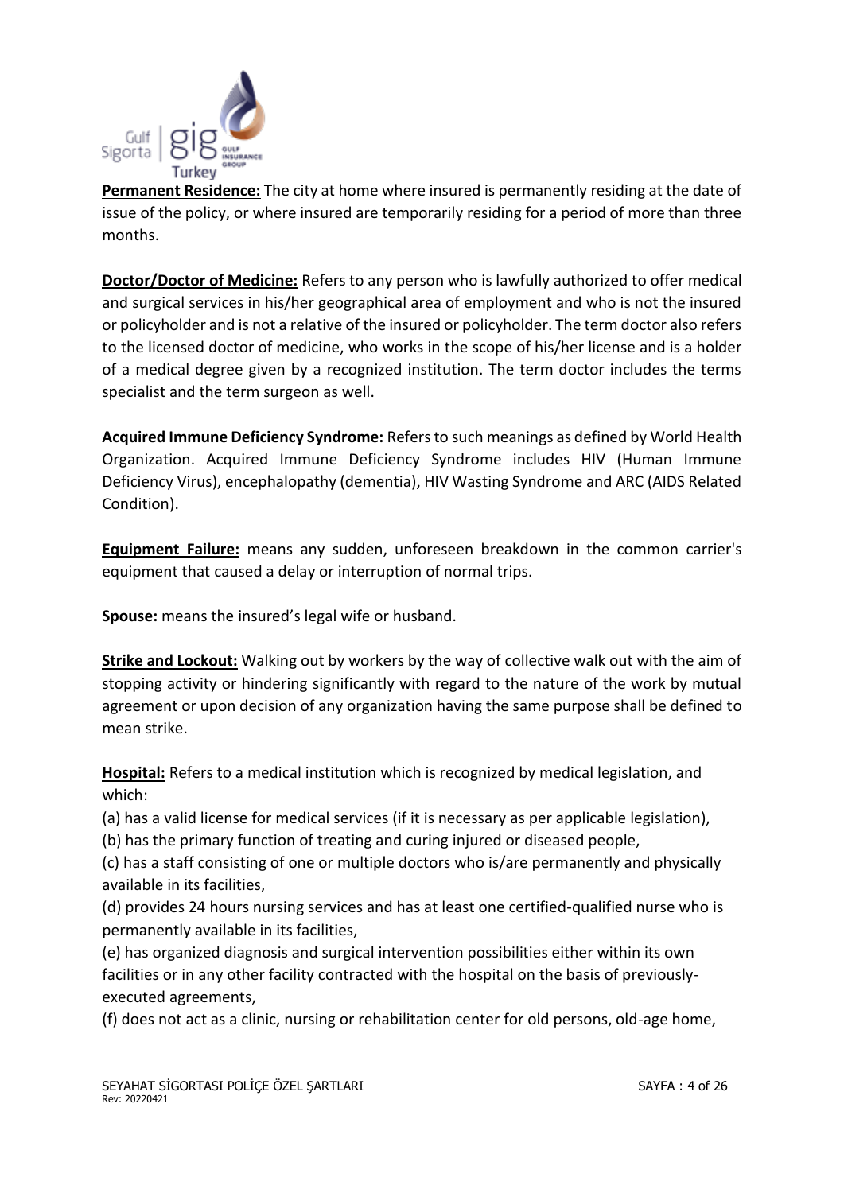**Permanent Residence:** The city at home where insured is permanently residing at the date of issue of the policy, or where insured are temporarily residing for a period of more than three months.

**Doctor/Doctor of Medicine:** Refers to any person who is lawfully authorized to offer medical and surgical services in his/her geographical area of employment and who is not the insured or policyholder and is not a relative of the insured or policyholder. The term doctor also refers to the licensed doctor of medicine, who works in the scope of his/her license and is a holder of a medical degree given by a recognized institution. The term doctor includes the terms specialist and the term surgeon as well.

**Acquired Immune Deficiency Syndrome:** Refers to such meanings as defined by World Health Organization. Acquired Immune Deficiency Syndrome includes HIV (Human Immune Deficiency Virus), encephalopathy (dementia), HIV Wasting Syndrome and ARC (AIDS Related Condition).

**Equipment Failure:** means any sudden, unforeseen breakdown in the common carrier's equipment that caused a delay or interruption of normal trips.

**Spouse:** means the insured's legal wife or husband.

**Strike and Lockout:** Walking out by workers by the way of collective walk out with the aim of stopping activity or hindering significantly with regard to the nature of the work by mutual agreement or upon decision of any organization having the same purpose shall be defined to mean strike.

**Hospital:** Refers to a medical institution which is recognized by medical legislation, and which:

(a) has a valid license for medical services (if it is necessary as per applicable legislation),
(b) has the primary function of treating and curing injured or diseased people,
(c) has a staff consisting of one or multiple doctors who is/are permanently and physically available in its facilities,
(d) provides 24 hours nursing services and has at least one certified-qualified nurse who is permanently available in its facilities,
(e) has organized diagnosis and surgical intervention possibilities either within its own facilities or in any other facility contracted with the hospital on the basis of previously-executed agreements,
(f) does not act as a clinic, nursing or rehabilitation center for old persons, old-age home,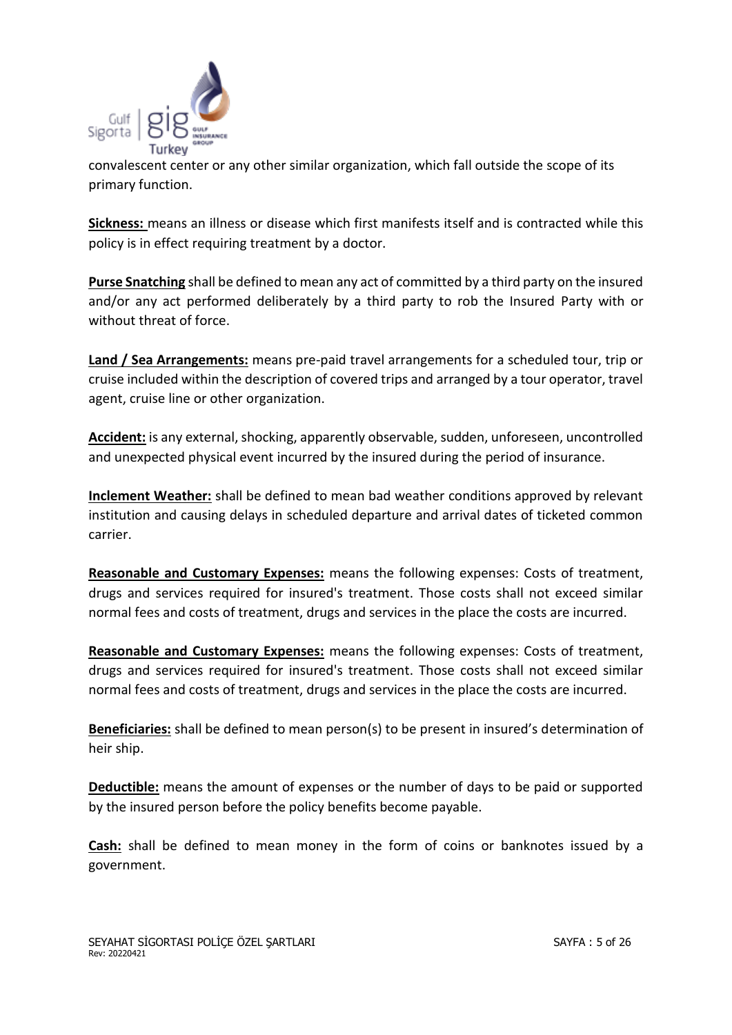convalescent center or any other similar organization, which fall outside the scope of its primary function.

**Sickness:** means an illness or disease which first manifests itself and is contracted while this policy is in effect requiring treatment by a doctor.

**Purse Snatching** shall be defined to mean any act of committed by a third party on the insured and/or any act performed deliberately by a third party to rob the Insured Party with or without threat of force.

**Land / Sea Arrangements:** means pre-paid travel arrangements for a scheduled tour, trip or cruise included within the description of covered trips and arranged by a tour operator, travel agent, cruise line or other organization.

**Accident:** is any external, shocking, apparently observable, sudden, unforeseen, uncontrolled and unexpected physical event incurred by the insured during the period of insurance.

**Inclement Weather:** shall be defined to mean bad weather conditions approved by relevant institution and causing delays in scheduled departure and arrival dates of ticketed common carrier.

**Reasonable and Customary Expenses:** means the following expenses: Costs of treatment, drugs and services required for insured's treatment. Those costs shall not exceed similar normal fees and costs of treatment, drugs and services in the place the costs are incurred.

**Reasonable and Customary Expenses:** means the following expenses: Costs of treatment, drugs and services required for insured's treatment. Those costs shall not exceed similar normal fees and costs of treatment, drugs and services in the place the costs are incurred.

**Beneficiaries:** shall be defined to mean person(s) to be present in insured's determination of heir ship.

**Deductible:** means the amount of expenses or the number of days to be paid or supported by the insured person before the policy benefits become payable.

**Cash:** shall be defined to mean money in the form of coins or banknotes issued by a government.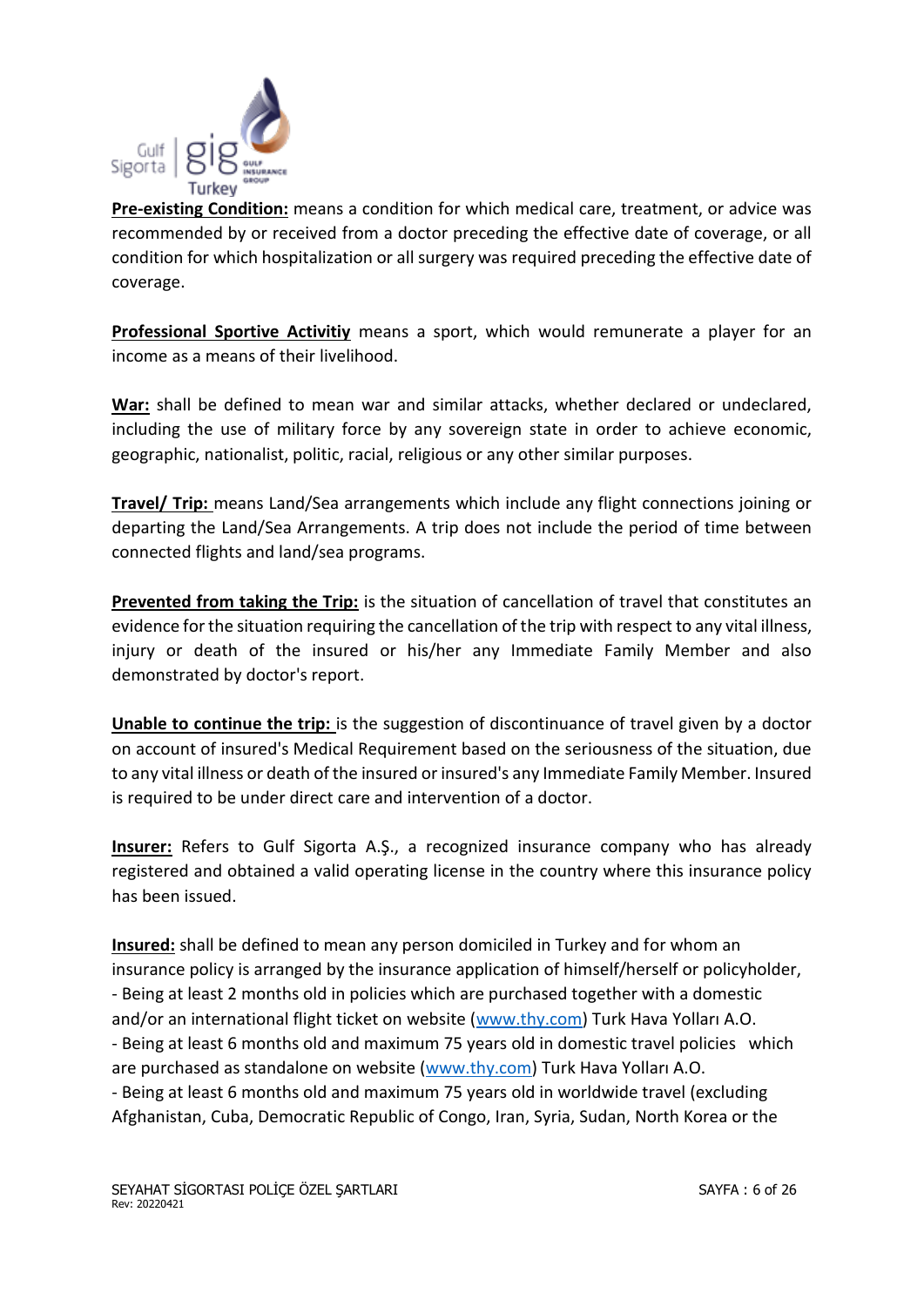**Pre-existing Condition:** means a condition for which medical care, treatment, or advice was recommended by or received from a doctor preceding the effective date of coverage, or all condition for which hospitalization or all surgery was required preceding the effective date of coverage.

**Professional Sportive Activitiy** means a sport, which would remunerate a player for an income as a means of their livelihood.

**War:** shall be defined to mean war and similar attacks, whether declared or undeclared, including the use of military force by any sovereign state in order to achieve economic, geographic, nationalist, politic, racial, religious or any other similar purposes.

**Travel/ Trip:** means Land/Sea arrangements which include any flight connections joining or departing the Land/Sea Arrangements. A trip does not include the period of time between connected flights and land/sea programs.

**Prevented from taking the Trip:** is the situation of cancellation of travel that constitutes an evidence for the situation requiring the cancellation of the trip with respect to any vital illness, injury or death of the insured or his/her any Immediate Family Member and also demonstrated by doctor's report.

**Unable to continue the trip:** is the suggestion of discontinuance of travel given by a doctor on account of insured's Medical Requirement based on the seriousness of the situation, due to any vital illness or death of the insured or insured's any Immediate Family Member. Insured is required to be under direct care and intervention of a doctor.

**Insurer:** Refers to Gulf Sigorta A.Ş., a recognized insurance company who has already registered and obtained a valid operating license in the country where this insurance policy has been issued.

**Insured:** shall be defined to mean any person domiciled in Turkey and for whom an insurance policy is arranged by the insurance application of himself/herself or policyholder,

- Being at least 2 months old in policies which are purchased together with a domestic and/or an international flight ticket on website (www.thy.com) Turk Hava Yolları A.O.
- Being at least 6 months old and maximum 75 years old in domestic travel policies which are purchased as standalone on website (www.thy.com) Turk Hava Yolları A.O.
- Being at least 6 months old and maximum 75 years old in worldwide travel (excluding Afghanistan, Cuba, Democratic Republic of Congo, Iran, Syria, Sudan, North Korea or the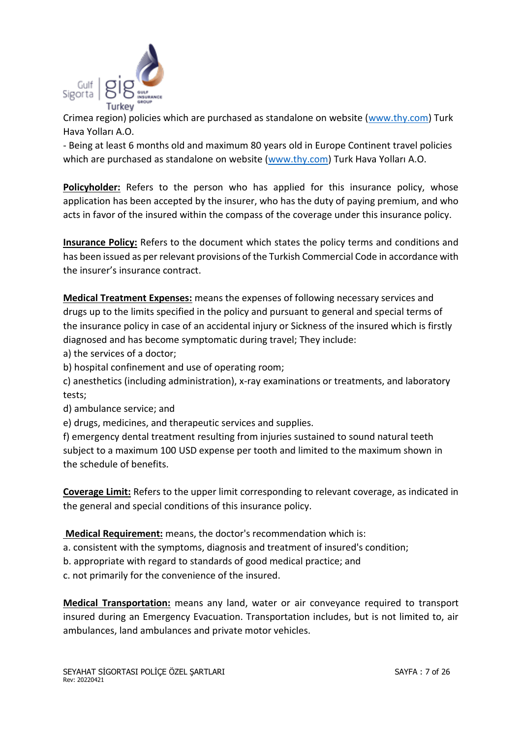Crimea region) policies which are purchased as standalone on website (www.thy.com) Turk Hava Yolları A.O.

- Being at least 6 months old and maximum 80 years old in Europe Continent travel policies which are purchased as standalone on website (www.thy.com) Turk Hava Yolları A.O.

**Policyholder:** Refers to the person who has applied for this insurance policy, whose application has been accepted by the insurer, who has the duty of paying premium, and who acts in favor of the insured within the compass of the coverage under this insurance policy.

**Insurance Policy:** Refers to the document which states the policy terms and conditions and has been issued as per relevant provisions of the Turkish Commercial Code in accordance with the insurer's insurance contract.

**Medical Treatment Expenses:** means the expenses of following necessary services and drugs up to the limits specified in the policy and pursuant to general and special terms of the insurance policy in case of an accidental injury or Sickness of the insured which is firstly diagnosed and has become symptomatic during travel; They include:

a) the services of a doctor;
b) hospital confinement and use of operating room;
c) anesthetics (including administration), x-ray examinations or treatments, and laboratory tests;
d) ambulance service; and
e) drugs, medicines, and therapeutic services and supplies.
f) emergency dental treatment resulting from injuries sustained to sound natural teeth subject to a maximum 100 USD expense per tooth and limited to the maximum shown in the schedule of benefits.

**Coverage Limit:** Refers to the upper limit corresponding to relevant coverage, as indicated in the general and special conditions of this insurance policy.

**Medical Requirement:** means, the doctor's recommendation which is:

a. consistent with the symptoms, diagnosis and treatment of insured's condition;
b. appropriate with regard to standards of good medical practice; and
c. not primarily for the convenience of the insured.

**Medical Transportation:** means any land, water or air conveyance required to transport insured during an Emergency Evacuation. Transportation includes, but is not limited to, air ambulances, land ambulances and private motor vehicles.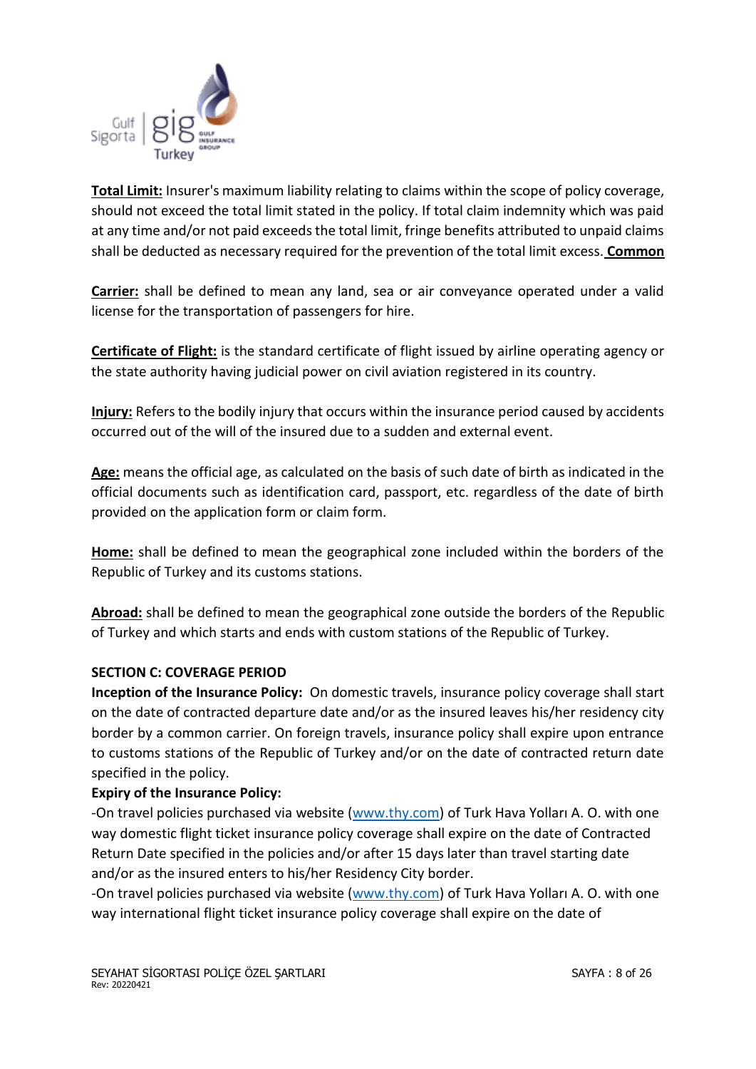**Total Limit:** Insurer's maximum liability relating to claims within the scope of policy coverage, should not exceed the total limit stated in the policy. If total claim indemnity which was paid at any time and/or not paid exceeds the total limit, fringe benefits attributed to unpaid claims shall be deducted as necessary required for the prevention of the total limit excess. **Common**

**Carrier:** shall be defined to mean any land, sea or air conveyance operated under a valid license for the transportation of passengers for hire.

**Certificate of Flight:** is the standard certificate of flight issued by airline operating agency or the state authority having judicial power on civil aviation registered in its country.

**Injury:** Refers to the bodily injury that occurs within the insurance period caused by accidents occurred out of the will of the insured due to a sudden and external event.

**Age:** means the official age, as calculated on the basis of such date of birth as indicated in the official documents such as identification card, passport, etc. regardless of the date of birth provided on the application form or claim form.

**Home:** shall be defined to mean the geographical zone included within the borders of the Republic of Turkey and its customs stations.

**Abroad:** shall be defined to mean the geographical zone outside the borders of the Republic of Turkey and which starts and ends with custom stations of the Republic of Turkey.

## SECTION C: COVERAGE PERIOD

**Inception of the Insurance Policy:** On domestic travels, insurance policy coverage shall start on the date of contracted departure date and/or as the insured leaves his/her residency city border by a common carrier. On foreign travels, insurance policy shall expire upon entrance to customs stations of the Republic of Turkey and/or on the date of contracted return date specified in the policy.

**Expiry of the Insurance Policy:**

-On travel policies purchased via website (www.thy.com) of Turk Hava Yolları A. O. with one way domestic flight ticket insurance policy coverage shall expire on the date of Contracted Return Date specified in the policies and/or after 15 days later than travel starting date and/or as the insured enters to his/her Residency City border.

-On travel policies purchased via website (www.thy.com) of Turk Hava Yolları A. O. with one way international flight ticket insurance policy coverage shall expire on the date of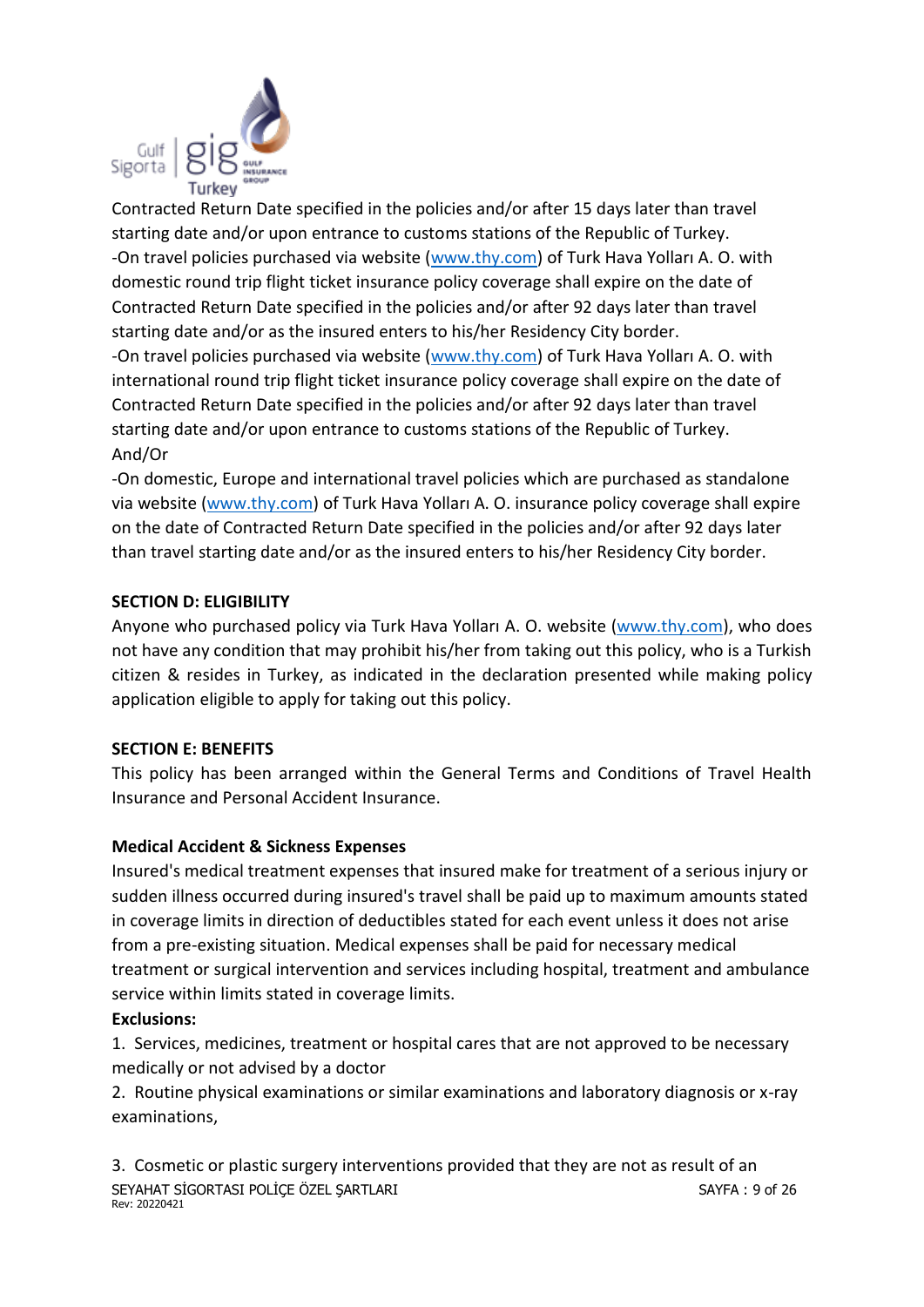Contracted Return Date specified in the policies and/or after 15 days later than travel starting date and/or upon entrance to customs stations of the Republic of Turkey.

-On travel policies purchased via website (www.thy.com) of Turk Hava Yolları A. O. with domestic round trip flight ticket insurance policy coverage shall expire on the date of Contracted Return Date specified in the policies and/or after 92 days later than travel starting date and/or as the insured enters to his/her Residency City border.

-On travel policies purchased via website (www.thy.com) of Turk Hava Yolları A. O. with international round trip flight ticket insurance policy coverage shall expire on the date of Contracted Return Date specified in the policies and/or after 92 days later than travel starting date and/or upon entrance to customs stations of the Republic of Turkey.

And/Or

-On domestic, Europe and international travel policies which are purchased as standalone via website (www.thy.com) of Turk Hava Yolları A. O. insurance policy coverage shall expire on the date of Contracted Return Date specified in the policies and/or after 92 days later than travel starting date and/or as the insured enters to his/her Residency City border.

**SECTION D: ELIGIBILITY**

Anyone who purchased policy via Turk Hava Yolları A. O. website (www.thy.com), who does not have any condition that may prohibit his/her from taking out this policy, who is a Turkish citizen & resides in Turkey, as indicated in the declaration presented while making policy application eligible to apply for taking out this policy.

**SECTION E: BENEFITS**

This policy has been arranged within the General Terms and Conditions of Travel Health Insurance and Personal Accident Insurance.

**Medical Accident & Sickness Expenses**

Insured's medical treatment expenses that insured make for treatment of a serious injury or sudden illness occurred during insured's travel shall be paid up to maximum amounts stated in coverage limits in direction of deductibles stated for each event unless it does not arise from a pre-existing situation. Medical expenses shall be paid for necessary medical treatment or surgical intervention and services including hospital, treatment and ambulance service within limits stated in coverage limits.

**Exclusions:**

1. Services, medicines, treatment or hospital cares that are not approved to be necessary medically or not advised by a doctor
2. Routine physical examinations or similar examinations and laboratory diagnosis or x-ray examinations,
3. Cosmetic or plastic surgery interventions provided that they are not as result of an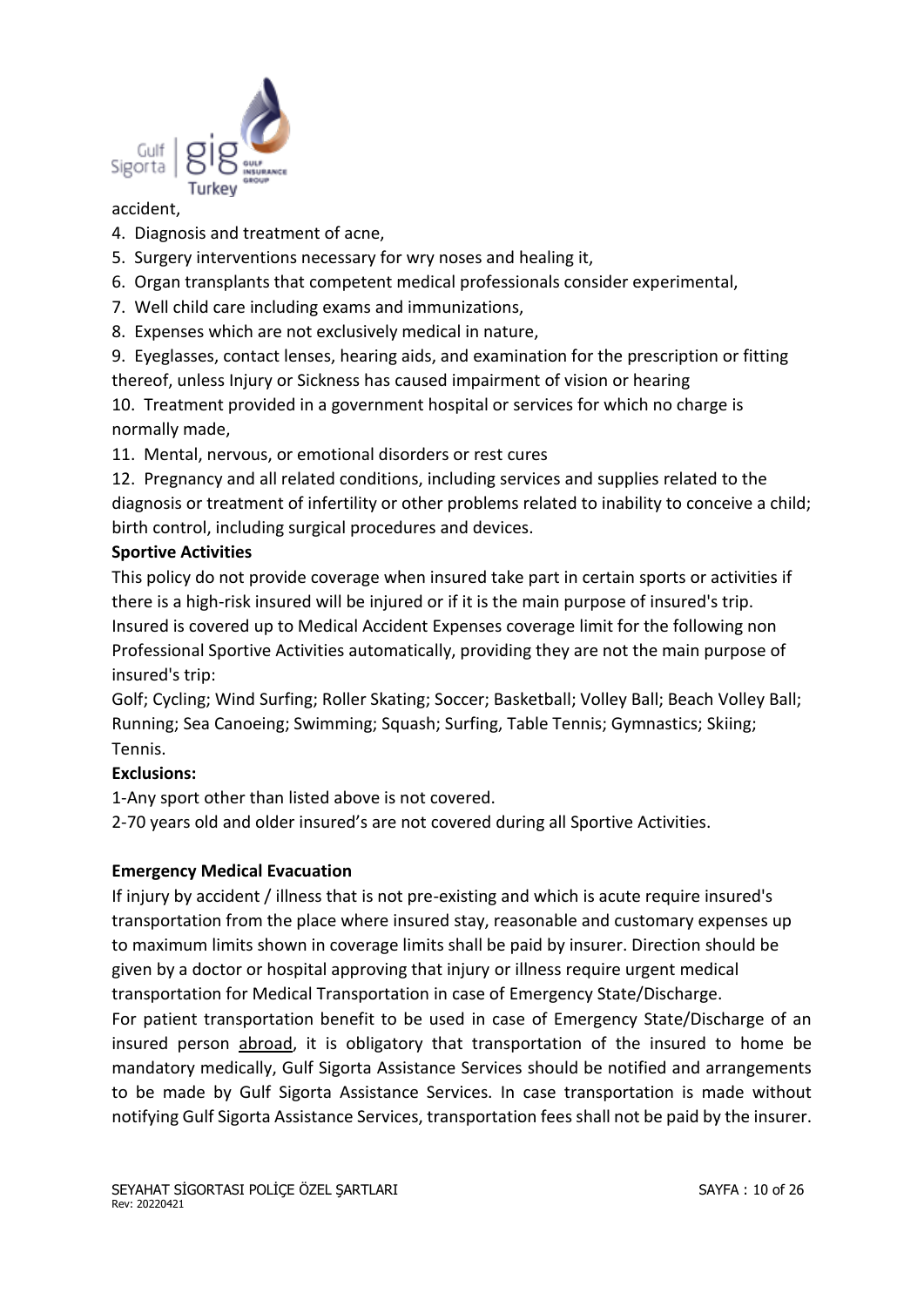accident,

4. Diagnosis and treatment of acne,
5. Surgery interventions necessary for wry noses and healing it,
6. Organ transplants that competent medical professionals consider experimental,
7. Well child care including exams and immunizations,
8. Expenses which are not exclusively medical in nature,
9. Eyeglasses, contact lenses, hearing aids, and examination for the prescription or fitting thereof, unless Injury or Sickness has caused impairment of vision or hearing
10. Treatment provided in a government hospital or services for which no charge is normally made,
11. Mental, nervous, or emotional disorders or rest cures
12. Pregnancy and all related conditions, including services and supplies related to the diagnosis or treatment of infertility or other problems related to inability to conceive a child; birth control, including surgical procedures and devices.

**Sportive Activities**

This policy do not provide coverage when insured take part in certain sports or activities if there is a high-risk insured will be injured or if it is the main purpose of insured's trip. Insured is covered up to Medical Accident Expenses coverage limit for the following non Professional Sportive Activities automatically, providing they are not the main purpose of insured's trip:

Golf; Cycling; Wind Surfing; Roller Skating; Soccer; Basketball; Volley Ball; Beach Volley Ball; Running; Sea Canoeing; Swimming; Squash; Surfing, Table Tennis; Gymnastics; Skiing; Tennis.

**Exclusions:**

1-Any sport other than listed above is not covered.

2-70 years old and older insured's are not covered during all Sportive Activities.

**Emergency Medical Evacuation**

If injury by accident / illness that is not pre-existing and which is acute require insured's transportation from the place where insured stay, reasonable and customary expenses up to maximum limits shown in coverage limits shall be paid by insurer. Direction should be given by a doctor or hospital approving that injury or illness require urgent medical transportation for Medical Transportation in case of Emergency State/Discharge.

For patient transportation benefit to be used in case of Emergency State/Discharge of an insured person abroad, it is obligatory that transportation of the insured to home be mandatory medically, Gulf Sigorta Assistance Services should be notified and arrangements to be made by Gulf Sigorta Assistance Services. In case transportation is made without notifying Gulf Sigorta Assistance Services, transportation fees shall not be paid by the insurer.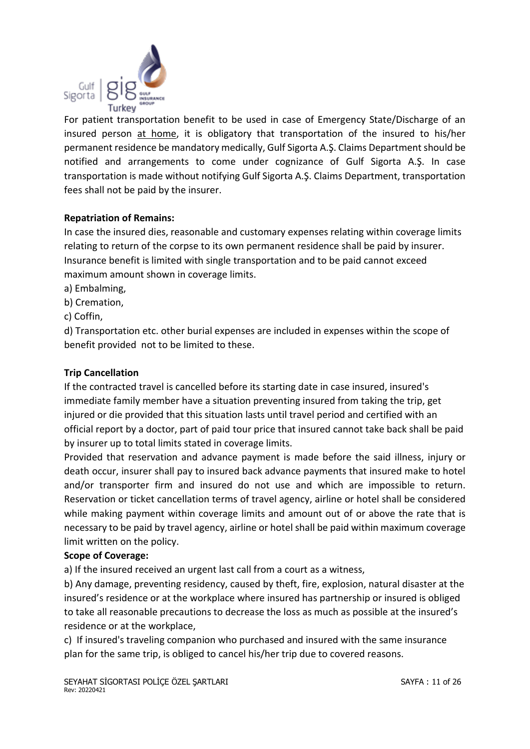For patient transportation benefit to be used in case of Emergency State/Discharge of an insured person at home, it is obligatory that transportation of the insured to his/her permanent residence be mandatory medically, Gulf Sigorta A.Ş. Claims Department should be notified and arrangements to come under cognizance of Gulf Sigorta A.Ş. In case transportation is made without notifying Gulf Sigorta A.Ş. Claims Department, transportation fees shall not be paid by the insurer.

**Repatriation of Remains:**

In case the insured dies, reasonable and customary expenses relating within coverage limits relating to return of the corpse to its own permanent residence shall be paid by insurer. Insurance benefit is limited with single transportation and to be paid cannot exceed maximum amount shown in coverage limits.

a) Embalming,

b) Cremation,

c) Coffin,

d) Transportation etc. other burial expenses are included in expenses within the scope of benefit provided not to be limited to these.

**Trip Cancellation**

If the contracted travel is cancelled before its starting date in case insured, insured's immediate family member have a situation preventing insured from taking the trip, get injured or die provided that this situation lasts until travel period and certified with an official report by a doctor, part of paid tour price that insured cannot take back shall be paid by insurer up to total limits stated in coverage limits.

Provided that reservation and advance payment is made before the said illness, injury or death occur, insurer shall pay to insured back advance payments that insured make to hotel and/or transporter firm and insured do not use and which are impossible to return. Reservation or ticket cancellation terms of travel agency, airline or hotel shall be considered while making payment within coverage limits and amount out of or above the rate that is necessary to be paid by travel agency, airline or hotel shall be paid within maximum coverage limit written on the policy.

**Scope of Coverage:**

a) If the insured received an urgent last call from a court as a witness,

b) Any damage, preventing residency, caused by theft, fire, explosion, natural disaster at the insured's residence or at the workplace where insured has partnership or insured is obliged to take all reasonable precautions to decrease the loss as much as possible at the insured's residence or at the workplace,

c) If insured's traveling companion who purchased and insured with the same insurance plan for the same trip, is obliged to cancel his/her trip due to covered reasons.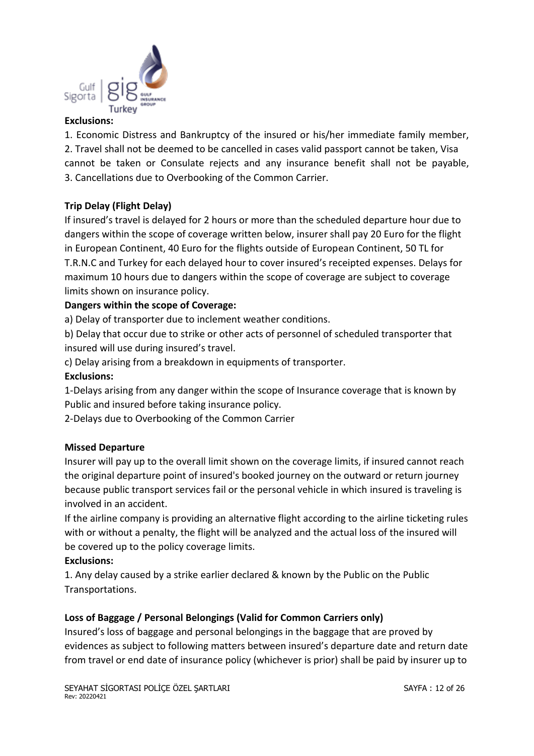**Exclusions:**

1. Economic Distress and Bankruptcy of the insured or his/her immediate family member,
2. Travel shall not be deemed to be cancelled in cases valid passport cannot be taken, Visa cannot be taken or Consulate rejects and any insurance benefit shall not be payable,
3. Cancellations due to Overbooking of the Common Carrier.

**Trip Delay (Flight Delay)**

If insured's travel is delayed for 2 hours or more than the scheduled departure hour due to dangers within the scope of coverage written below, insurer shall pay 20 Euro for the flight in European Continent, 40 Euro for the flights outside of European Continent, 50 TL for T.R.N.C and Turkey for each delayed hour to cover insured's receipted expenses. Delays for maximum 10 hours due to dangers within the scope of coverage are subject to coverage limits shown on insurance policy.

**Dangers within the scope of Coverage:**

a) Delay of transporter due to inclement weather conditions.

b) Delay that occur due to strike or other acts of personnel of scheduled transporter that insured will use during insured's travel.

c) Delay arising from a breakdown in equipments of transporter.

**Exclusions:**

1-Delays arising from any danger within the scope of Insurance coverage that is known by Public and insured before taking insurance policy.

2-Delays due to Overbooking of the Common Carrier

**Missed Departure**

Insurer will pay up to the overall limit shown on the coverage limits, if insured cannot reach the original departure point of insured's booked journey on the outward or return journey because public transport services fail or the personal vehicle in which insured is traveling is involved in an accident.

If the airline company is providing an alternative flight according to the airline ticketing rules with or without a penalty, the flight will be analyzed and the actual loss of the insured will be covered up to the policy coverage limits.

**Exclusions:**

1. Any delay caused by a strike earlier declared & known by the Public on the Public Transportations.

**Loss of Baggage / Personal Belongings (Valid for Common Carriers only)**

Insured's loss of baggage and personal belongings in the baggage that are proved by evidences as subject to following matters between insured's departure date and return date from travel or end date of insurance policy (whichever is prior) shall be paid by insurer up to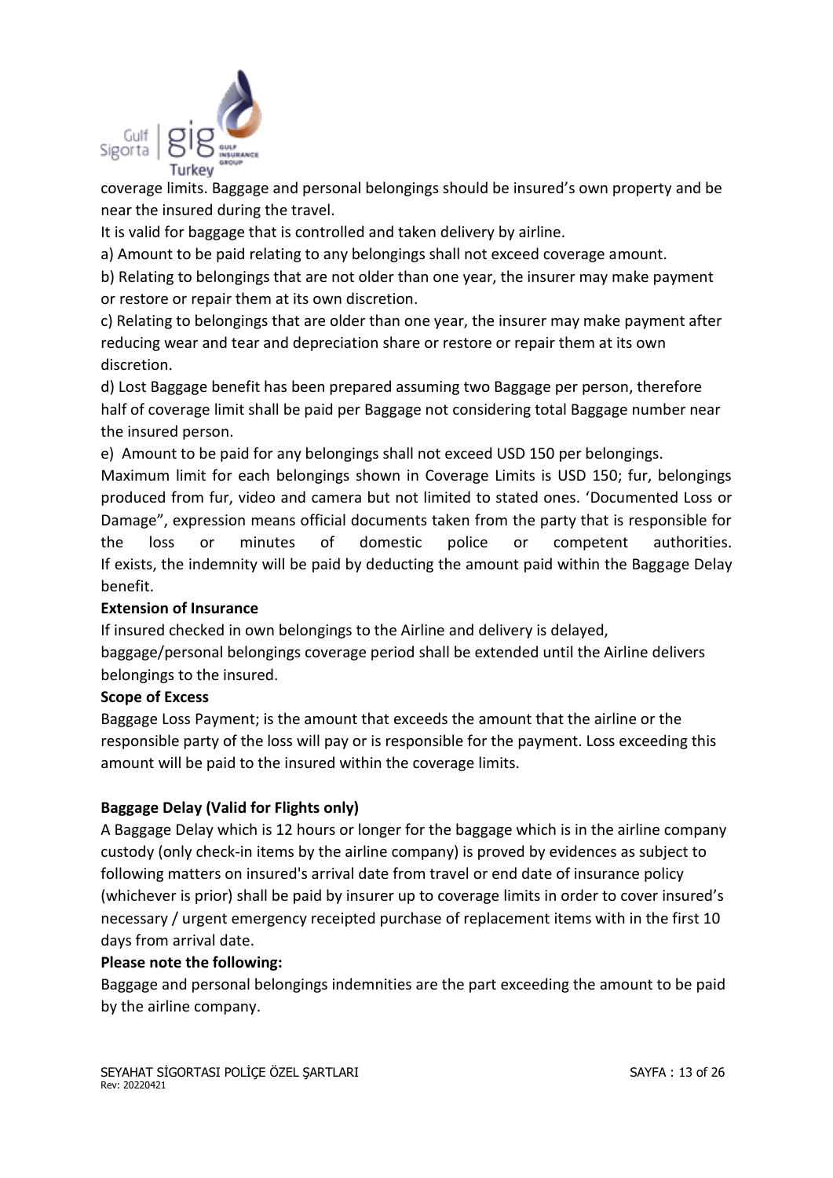coverage limits. Baggage and personal belongings should be insured's own property and be near the insured during the travel.

It is valid for baggage that is controlled and taken delivery by airline.

a) Amount to be paid relating to any belongings shall not exceed coverage amount.

b) Relating to belongings that are not older than one year, the insurer may make payment or restore or repair them at its own discretion.

c) Relating to belongings that are older than one year, the insurer may make payment after reducing wear and tear and depreciation share or restore or repair them at its own discretion.

d) Lost Baggage benefit has been prepared assuming two Baggage per person, therefore half of coverage limit shall be paid per Baggage not considering total Baggage number near the insured person.

e) Amount to be paid for any belongings shall not exceed USD 150 per belongings.

Maximum limit for each belongings shown in Coverage Limits is USD 150; fur, belongings produced from fur, video and camera but not limited to stated ones. 'Documented Loss or Damage", expression means official documents taken from the party that is responsible for the loss or minutes of domestic police or competent authorities. If exists, the indemnity will be paid by deducting the amount paid within the Baggage Delay benefit.

**Extension of Insurance**

If insured checked in own belongings to the Airline and delivery is delayed, baggage/personal belongings coverage period shall be extended until the Airline delivers belongings to the insured.

**Scope of Excess**

Baggage Loss Payment; is the amount that exceeds the amount that the airline or the responsible party of the loss will pay or is responsible for the payment. Loss exceeding this amount will be paid to the insured within the coverage limits.

**Baggage Delay (Valid for Flights only)**

A Baggage Delay which is 12 hours or longer for the baggage which is in the airline company custody (only check-in items by the airline company) is proved by evidences as subject to following matters on insured's arrival date from travel or end date of insurance policy (whichever is prior) shall be paid by insurer up to coverage limits in order to cover insured's necessary / urgent emergency receipted purchase of replacement items with in the first 10 days from arrival date.

**Please note the following:**

Baggage and personal belongings indemnities are the part exceeding the amount to be paid by the airline company.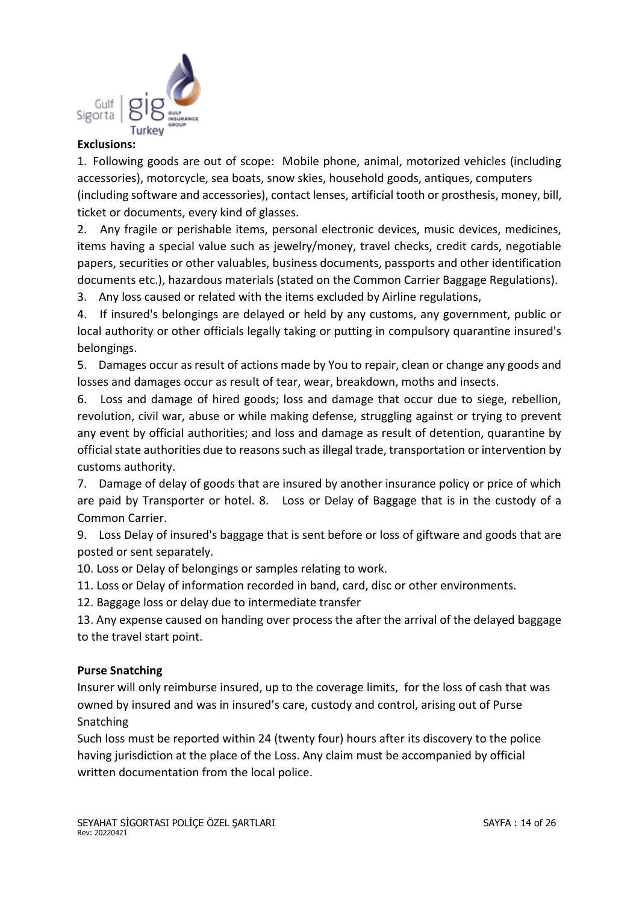**Exclusions:**

1. Following goods are out of scope: Mobile phone, animal, motorized vehicles (including accessories), motorcycle, sea boats, snow skies, household goods, antiques, computers (including software and accessories), contact lenses, artificial tooth or prosthesis, money, bill, ticket or documents, every kind of glasses.
2. Any fragile or perishable items, personal electronic devices, music devices, medicines, items having a special value such as jewelry/money, travel checks, credit cards, negotiable papers, securities or other valuables, business documents, passports and other identification documents etc.), hazardous materials (stated on the Common Carrier Baggage Regulations).
3. Any loss caused or related with the items excluded by Airline regulations,
4. If insured's belongings are delayed or held by any customs, any government, public or local authority or other officials legally taking or putting in compulsory quarantine insured's belongings.
5. Damages occur as result of actions made by You to repair, clean or change any goods and losses and damages occur as result of tear, wear, breakdown, moths and insects.
6. Loss and damage of hired goods; loss and damage that occur due to siege, rebellion, revolution, civil war, abuse or while making defense, struggling against or trying to prevent any event by official authorities; and loss and damage as result of detention, quarantine by official state authorities due to reasons such as illegal trade, transportation or intervention by customs authority.
7. Damage of delay of goods that are insured by another insurance policy or price of which are paid by Transporter or hotel.
8. Loss or Delay of Baggage that is in the custody of a Common Carrier.
9. Loss Delay of insured's baggage that is sent before or loss of giftware and goods that are posted or sent separately.
10. Loss or Delay of belongings or samples relating to work.
11. Loss or Delay of information recorded in band, card, disc or other environments.
12. Baggage loss or delay due to intermediate transfer
13. Any expense caused on handing over process the after the arrival of the delayed baggage to the travel start point.

**Purse Snatching**

Insurer will only reimburse insured, up to the coverage limits, for the loss of cash that was owned by insured and was in insured's care, custody and control, arising out of Purse Snatching

Such loss must be reported within 24 (twenty four) hours after its discovery to the police having jurisdiction at the place of the Loss. Any claim must be accompanied by official written documentation from the local police.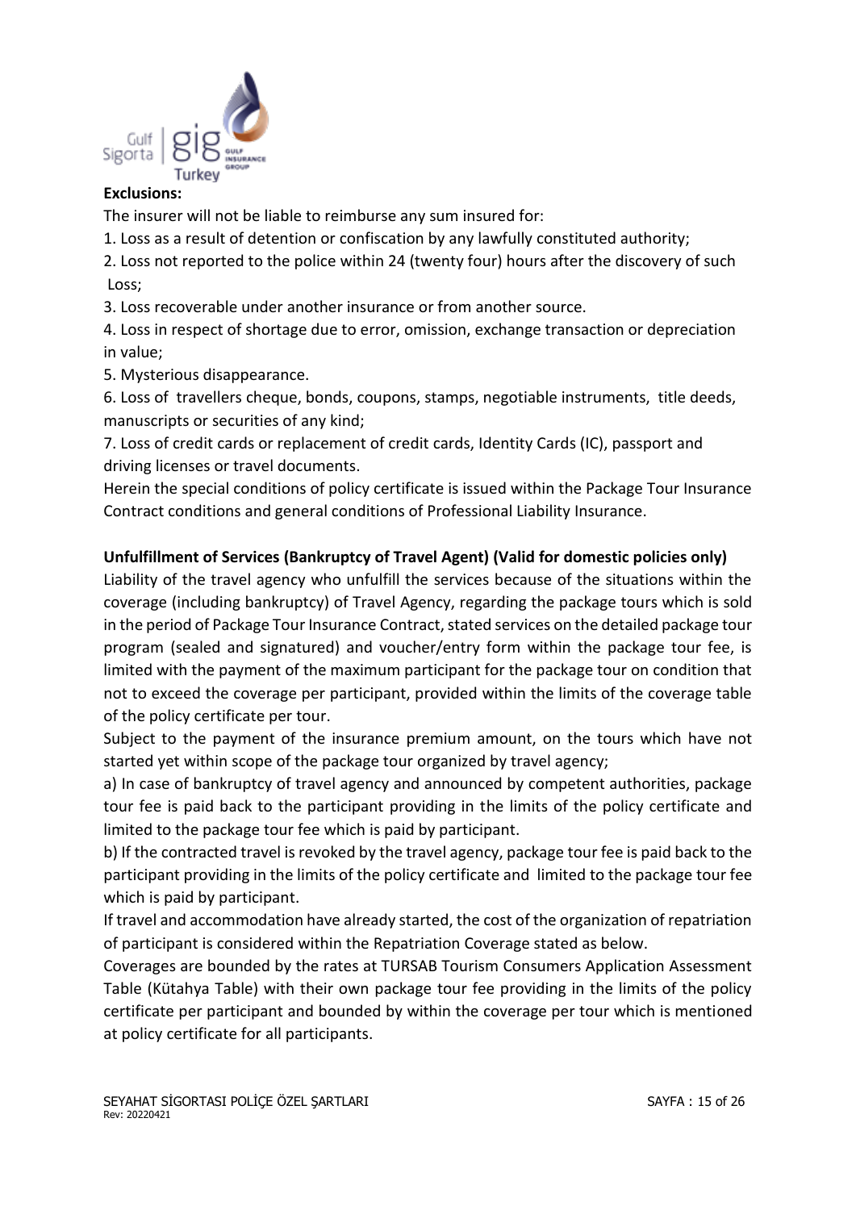**Exclusions:**

The insurer will not be liable to reimburse any sum insured for:

1. Loss as a result of detention or confiscation by any lawfully constituted authority;
2. Loss not reported to the police within 24 (twenty four) hours after the discovery of such Loss;
3. Loss recoverable under another insurance or from another source.
4. Loss in respect of shortage due to error, omission, exchange transaction or depreciation in value;
5. Mysterious disappearance.
6. Loss of travellers cheque, bonds, coupons, stamps, negotiable instruments, title deeds, manuscripts or securities of any kind;
7. Loss of credit cards or replacement of credit cards, Identity Cards (IC), passport and driving licenses or travel documents.

Herein the special conditions of policy certificate is issued within the Package Tour Insurance Contract conditions and general conditions of Professional Liability Insurance.

**Unfulfillment of Services (Bankruptcy of Travel Agent) (Valid for domestic policies only)**

Liability of the travel agency who unfulfill the services because of the situations within the coverage (including bankruptcy) of Travel Agency, regarding the package tours which is sold in the period of Package Tour Insurance Contract, stated services on the detailed package tour program (sealed and signatured) and voucher/entry form within the package tour fee, is limited with the payment of the maximum participant for the package tour on condition that not to exceed the coverage per participant, provided within the limits of the coverage table of the policy certificate per tour.

Subject to the payment of the insurance premium amount, on the tours which have not started yet within scope of the package tour organized by travel agency;

a) In case of bankruptcy of travel agency and announced by competent authorities, package tour fee is paid back to the participant providing in the limits of the policy certificate and limited to the package tour fee which is paid by participant.

b) If the contracted travel is revoked by the travel agency, package tour fee is paid back to the participant providing in the limits of the policy certificate and limited to the package tour fee which is paid by participant.

If travel and accommodation have already started, the cost of the organization of repatriation of participant is considered within the Repatriation Coverage stated as below.

Coverages are bounded by the rates at TURSAB Tourism Consumers Application Assessment Table (Kütahya Table) with their own package tour fee providing in the limits of the policy certificate per participant and bounded by within the coverage per tour which is mentioned at policy certificate for all participants.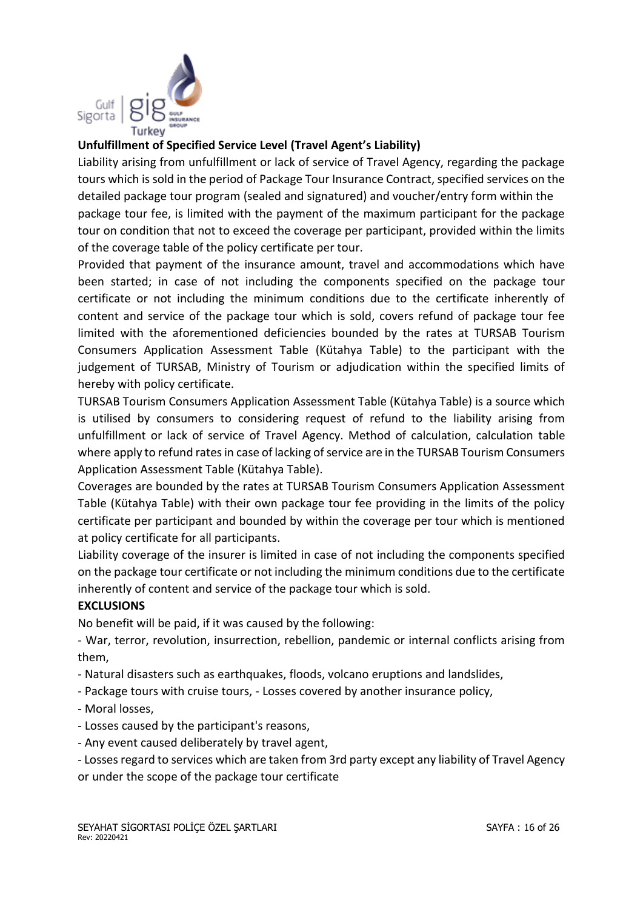**Unfulfillment of Specified Service Level (Travel Agent's Liability)**

Liability arising from unfulfillment or lack of service of Travel Agency, regarding the package tours which is sold in the period of Package Tour Insurance Contract, specified services on the detailed package tour program (sealed and signatured) and voucher/entry form within the package tour fee, is limited with the payment of the maximum participant for the package tour on condition that not to exceed the coverage per participant, provided within the limits of the coverage table of the policy certificate per tour.

Provided that payment of the insurance amount, travel and accommodations which have been started; in case of not including the components specified on the package tour certificate or not including the minimum conditions due to the certificate inherently of content and service of the package tour which is sold, covers refund of package tour fee limited with the aforementioned deficiencies bounded by the rates at TURSAB Tourism Consumers Application Assessment Table (Kütahya Table) to the participant with the judgement of TURSAB, Ministry of Tourism or adjudication within the specified limits of hereby with policy certificate.

TURSAB Tourism Consumers Application Assessment Table (Kütahya Table) is a source which is utilised by consumers to considering request of refund to the liability arising from unfulfillment or lack of service of Travel Agency. Method of calculation, calculation table where apply to refund rates in case of lacking of service are in the TURSAB Tourism Consumers Application Assessment Table (Kütahya Table).

Coverages are bounded by the rates at TURSAB Tourism Consumers Application Assessment Table (Kütahya Table) with their own package tour fee providing in the limits of the policy certificate per participant and bounded by within the coverage per tour which is mentioned at policy certificate for all participants.

Liability coverage of the insurer is limited in case of not including the components specified on the package tour certificate or not including the minimum conditions due to the certificate inherently of content and service of the package tour which is sold.

**EXCLUSIONS**

No benefit will be paid, if it was caused by the following:

- War, terror, revolution, insurrection, rebellion, pandemic or internal conflicts arising from them,
- Natural disasters such as earthquakes, floods, volcano eruptions and landslides,
- Package tours with cruise tours, - Losses covered by another insurance policy,
- Moral losses,
- Losses caused by the participant's reasons,
- Any event caused deliberately by travel agent,
- Losses regard to services which are taken from 3rd party except any liability of Travel Agency or under the scope of the package tour certificate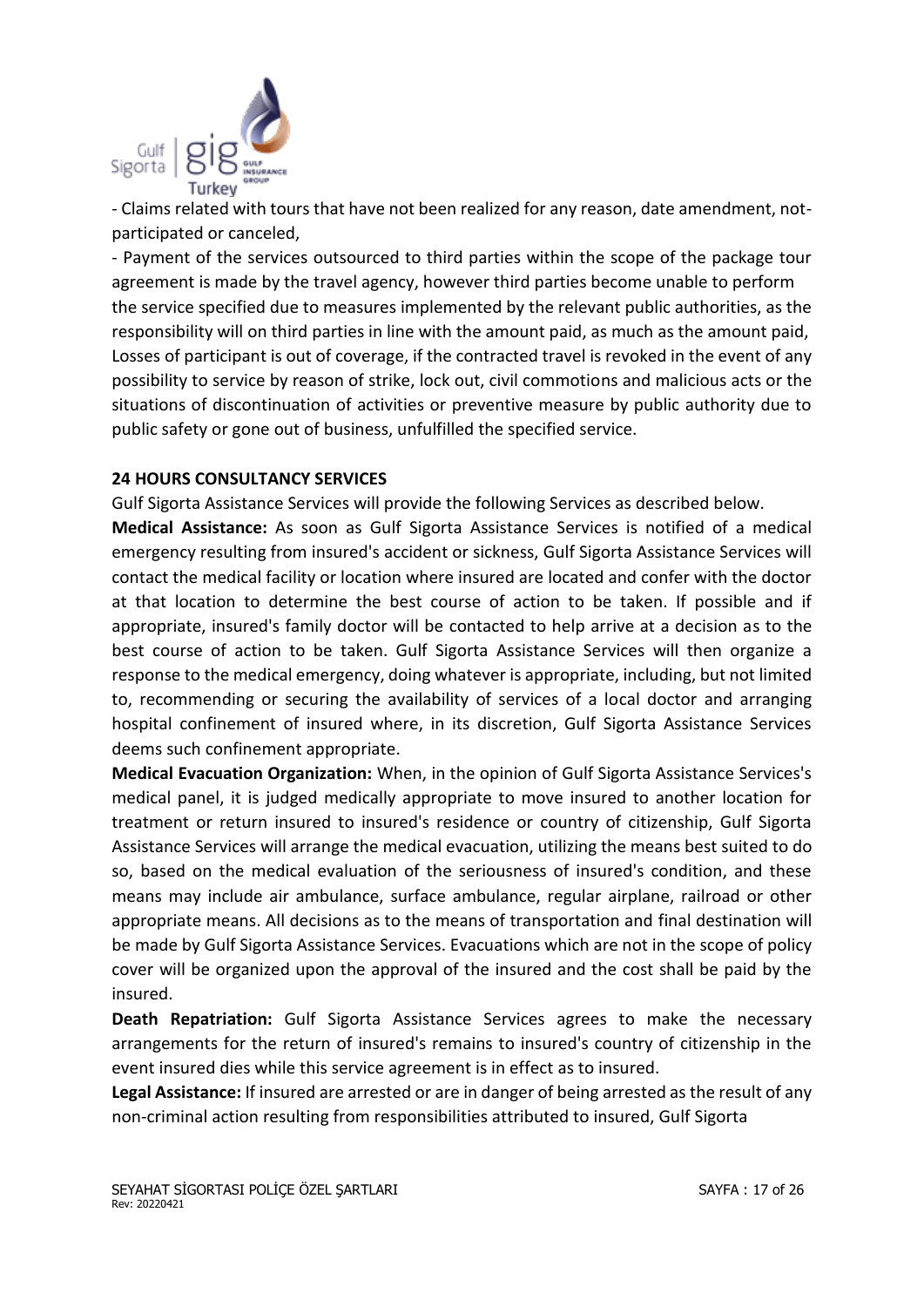- Claims related with tours that have not been realized for any reason, date amendment, not-participated or canceled,

- Payment of the services outsourced to third parties within the scope of the package tour agreement is made by the travel agency, however third parties become unable to perform the service specified due to measures implemented by the relevant public authorities, as the responsibility will on third parties in line with the amount paid, as much as the amount paid, Losses of participant is out of coverage, if the contracted travel is revoked in the event of any possibility to service by reason of strike, lock out, civil commotions and malicious acts or the situations of discontinuation of activities or preventive measure by public authority due to public safety or gone out of business, unfulfilled the specified service.

**24 HOURS CONSULTANCY SERVICES**

Gulf Sigorta Assistance Services will provide the following Services as described below.

**Medical Assistance:** As soon as Gulf Sigorta Assistance Services is notified of a medical emergency resulting from insured's accident or sickness, Gulf Sigorta Assistance Services will contact the medical facility or location where insured are located and confer with the doctor at that location to determine the best course of action to be taken. If possible and if appropriate, insured's family doctor will be contacted to help arrive at a decision as to the best course of action to be taken. Gulf Sigorta Assistance Services will then organize a response to the medical emergency, doing whatever is appropriate, including, but not limited to, recommending or securing the availability of services of a local doctor and arranging hospital confinement of insured where, in its discretion, Gulf Sigorta Assistance Services deems such confinement appropriate.

**Medical Evacuation Organization:** When, in the opinion of Gulf Sigorta Assistance Services's medical panel, it is judged medically appropriate to move insured to another location for treatment or return insured to insured's residence or country of citizenship, Gulf Sigorta Assistance Services will arrange the medical evacuation, utilizing the means best suited to do so, based on the medical evaluation of the seriousness of insured's condition, and these means may include air ambulance, surface ambulance, regular airplane, railroad or other appropriate means. All decisions as to the means of transportation and final destination will be made by Gulf Sigorta Assistance Services. Evacuations which are not in the scope of policy cover will be organized upon the approval of the insured and the cost shall be paid by the insured.

**Death Repatriation:** Gulf Sigorta Assistance Services agrees to make the necessary arrangements for the return of insured's remains to insured's country of citizenship in the event insured dies while this service agreement is in effect as to insured.

**Legal Assistance:** If insured are arrested or are in danger of being arrested as the result of any non-criminal action resulting from responsibilities attributed to insured, Gulf Sigorta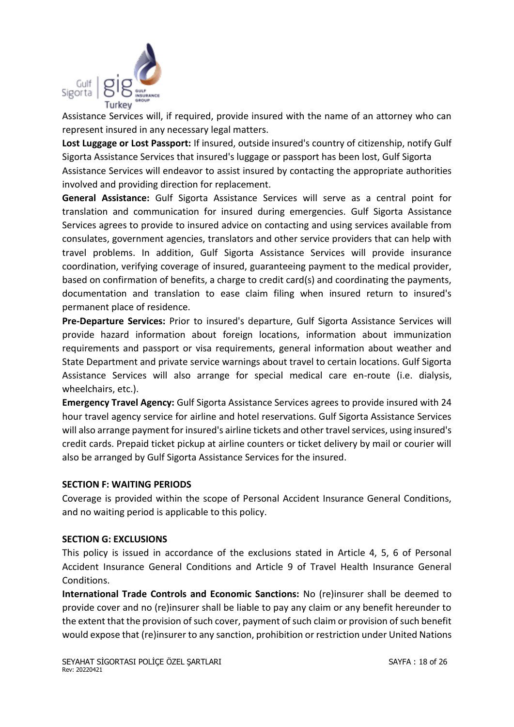Assistance Services will, if required, provide insured with the name of an attorney who can represent insured in any necessary legal matters.

**Lost Luggage or Lost Passport:** If insured, outside insured's country of citizenship, notify Gulf Sigorta Assistance Services that insured's luggage or passport has been lost, Gulf Sigorta Assistance Services will endeavor to assist insured by contacting the appropriate authorities involved and providing direction for replacement.

**General Assistance:** Gulf Sigorta Assistance Services will serve as a central point for translation and communication for insured during emergencies. Gulf Sigorta Assistance Services agrees to provide to insured advice on contacting and using services available from consulates, government agencies, translators and other service providers that can help with travel problems. In addition, Gulf Sigorta Assistance Services will provide insurance coordination, verifying coverage of insured, guaranteeing payment to the medical provider, based on confirmation of benefits, a charge to credit card(s) and coordinating the payments, documentation and translation to ease claim filing when insured return to insured's permanent place of residence.

**Pre-Departure Services:** Prior to insured's departure, Gulf Sigorta Assistance Services will provide hazard information about foreign locations, information about immunization requirements and passport or visa requirements, general information about weather and State Department and private service warnings about travel to certain locations. Gulf Sigorta Assistance Services will also arrange for special medical care en-route (i.e. dialysis, wheelchairs, etc.).

**Emergency Travel Agency:** Gulf Sigorta Assistance Services agrees to provide insured with 24 hour travel agency service for airline and hotel reservations. Gulf Sigorta Assistance Services will also arrange payment for insured's airline tickets and other travel services, using insured's credit cards. Prepaid ticket pickup at airline counters or ticket delivery by mail or courier will also be arranged by Gulf Sigorta Assistance Services for the insured.

## SECTION F: WAITING PERIODS

Coverage is provided within the scope of Personal Accident Insurance General Conditions, and no waiting period is applicable to this policy.

## SECTION G: EXCLUSIONS

This policy is issued in accordance of the exclusions stated in Article 4, 5, 6 of Personal Accident Insurance General Conditions and Article 9 of Travel Health Insurance General Conditions.

**International Trade Controls and Economic Sanctions:** No (re)insurer shall be deemed to provide cover and no (re)insurer shall be liable to pay any claim or any benefit hereunder to the extent that the provision of such cover, payment of such claim or provision of such benefit would expose that (re)insurer to any sanction, prohibition or restriction under United Nations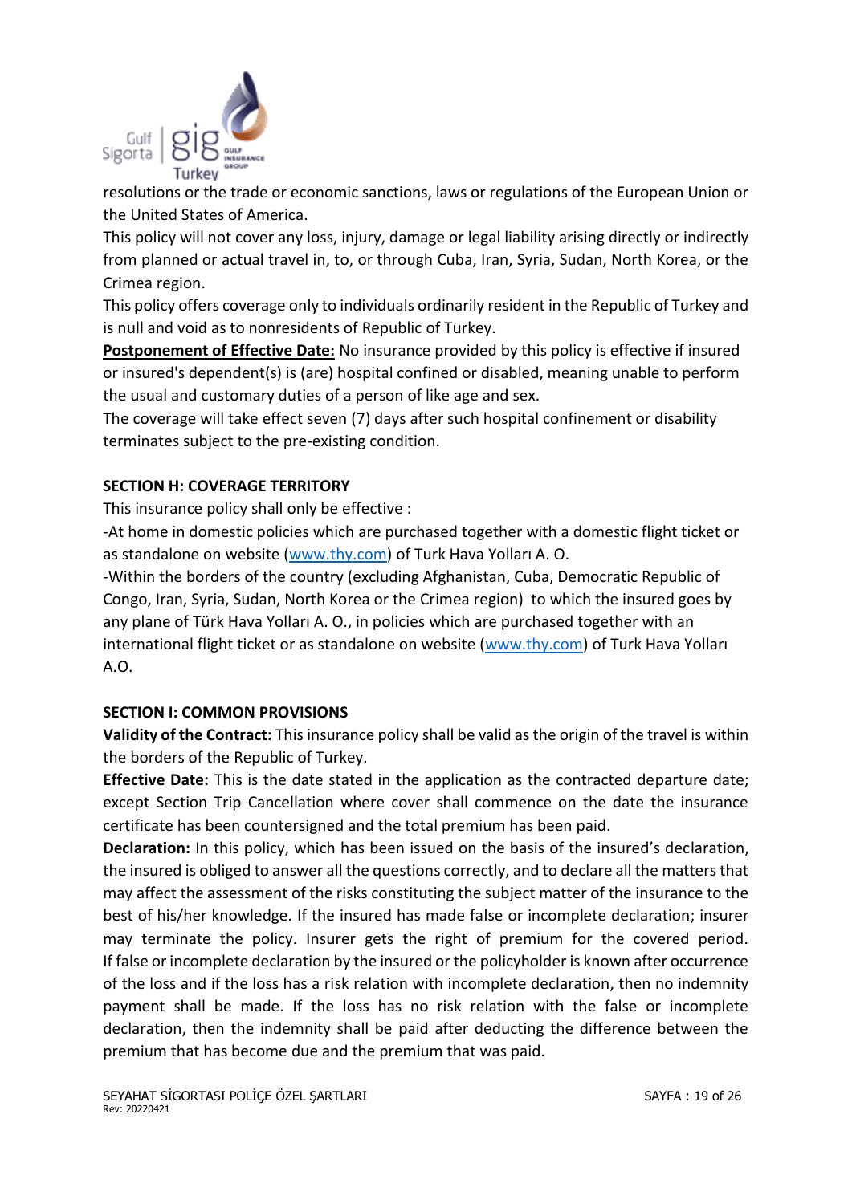resolutions or the trade or economic sanctions, laws or regulations of the European Union or the United States of America.

This policy will not cover any loss, injury, damage or legal liability arising directly or indirectly from planned or actual travel in, to, or through Cuba, Iran, Syria, Sudan, North Korea, or the Crimea region.

This policy offers coverage only to individuals ordinarily resident in the Republic of Turkey and is null and void as to nonresidents of Republic of Turkey.

**Postponement of Effective Date:** No insurance provided by this policy is effective if insured or insured's dependent(s) is (are) hospital confined or disabled, meaning unable to perform the usual and customary duties of a person of like age and sex.

The coverage will take effect seven (7) days after such hospital confinement or disability terminates subject to the pre-existing condition.

## SECTION H: COVERAGE TERRITORY

This insurance policy shall only be effective :

-At home in domestic policies which are purchased together with a domestic flight ticket or as standalone on website (www.thy.com) of Turk Hava Yolları A. O.

-Within the borders of the country (excluding Afghanistan, Cuba, Democratic Republic of Congo, Iran, Syria, Sudan, North Korea or the Crimea region) to which the insured goes by any plane of Türk Hava Yolları A. O., in policies which are purchased together with an international flight ticket or as standalone on website (www.thy.com) of Turk Hava Yolları A.O.

## SECTION I: COMMON PROVISIONS

**Validity of the Contract:** This insurance policy shall be valid as the origin of the travel is within the borders of the Republic of Turkey.

**Effective Date:** This is the date stated in the application as the contracted departure date; except Section Trip Cancellation where cover shall commence on the date the insurance certificate has been countersigned and the total premium has been paid.

**Declaration:** In this policy, which has been issued on the basis of the insured's declaration, the insured is obliged to answer all the questions correctly, and to declare all the matters that may affect the assessment of the risks constituting the subject matter of the insurance to the best of his/her knowledge. If the insured has made false or incomplete declaration; insurer may terminate the policy. Insurer gets the right of premium for the covered period. If false or incomplete declaration by the insured or the policyholder is known after occurrence of the loss and if the loss has a risk relation with incomplete declaration, then no indemnity payment shall be made. If the loss has no risk relation with the false or incomplete declaration, then the indemnity shall be paid after deducting the difference between the premium that has become due and the premium that was paid.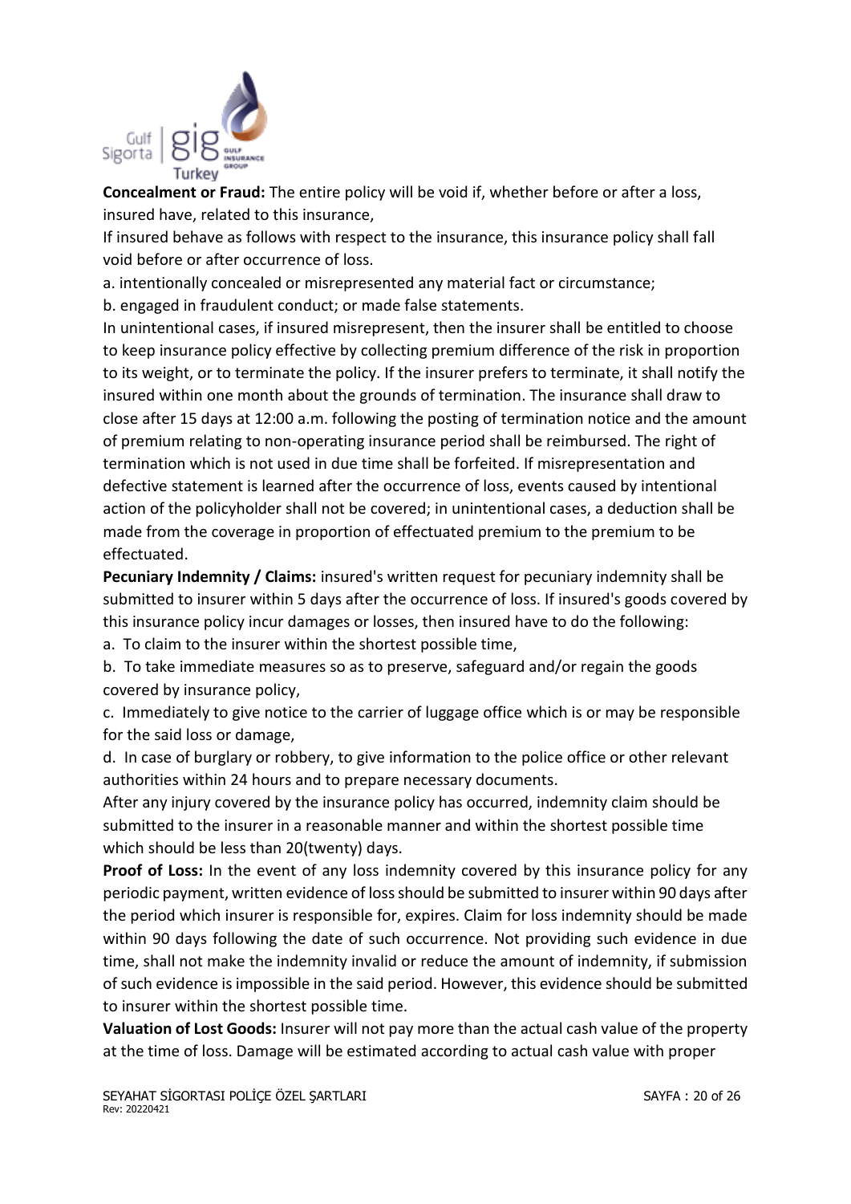**Concealment or Fraud:** The entire policy will be void if, whether before or after a loss, insured have, related to this insurance,

If insured behave as follows with respect to the insurance, this insurance policy shall fall void before or after occurrence of loss.

a. intentionally concealed or misrepresented any material fact or circumstance;

b. engaged in fraudulent conduct; or made false statements.

In unintentional cases, if insured misrepresent, then the insurer shall be entitled to choose to keep insurance policy effective by collecting premium difference of the risk in proportion to its weight, or to terminate the policy. If the insurer prefers to terminate, it shall notify the insured within one month about the grounds of termination. The insurance shall draw to close after 15 days at 12:00 a.m. following the posting of termination notice and the amount of premium relating to non-operating insurance period shall be reimbursed. The right of termination which is not used in due time shall be forfeited. If misrepresentation and defective statement is learned after the occurrence of loss, events caused by intentional action of the policyholder shall not be covered; in unintentional cases, a deduction shall be made from the coverage in proportion of effectuated premium to the premium to be effectuated.

**Pecuniary Indemnity / Claims:** insured's written request for pecuniary indemnity shall be submitted to insurer within 5 days after the occurrence of loss. If insured's goods covered by this insurance policy incur damages or losses, then insured have to do the following:

a. To claim to the insurer within the shortest possible time,

b. To take immediate measures so as to preserve, safeguard and/or regain the goods covered by insurance policy,

c. Immediately to give notice to the carrier of luggage office which is or may be responsible for the said loss or damage,

d. In case of burglary or robbery, to give information to the police office or other relevant authorities within 24 hours and to prepare necessary documents.

After any injury covered by the insurance policy has occurred, indemnity claim should be submitted to the insurer in a reasonable manner and within the shortest possible time which should be less than 20(twenty) days.

**Proof of Loss:** In the event of any loss indemnity covered by this insurance policy for any periodic payment, written evidence of loss should be submitted to insurer within 90 days after the period which insurer is responsible for, expires. Claim for loss indemnity should be made within 90 days following the date of such occurrence. Not providing such evidence in due time, shall not make the indemnity invalid or reduce the amount of indemnity, if submission of such evidence is impossible in the said period. However, this evidence should be submitted to insurer within the shortest possible time.

**Valuation of Lost Goods:** Insurer will not pay more than the actual cash value of the property at the time of loss. Damage will be estimated according to actual cash value with proper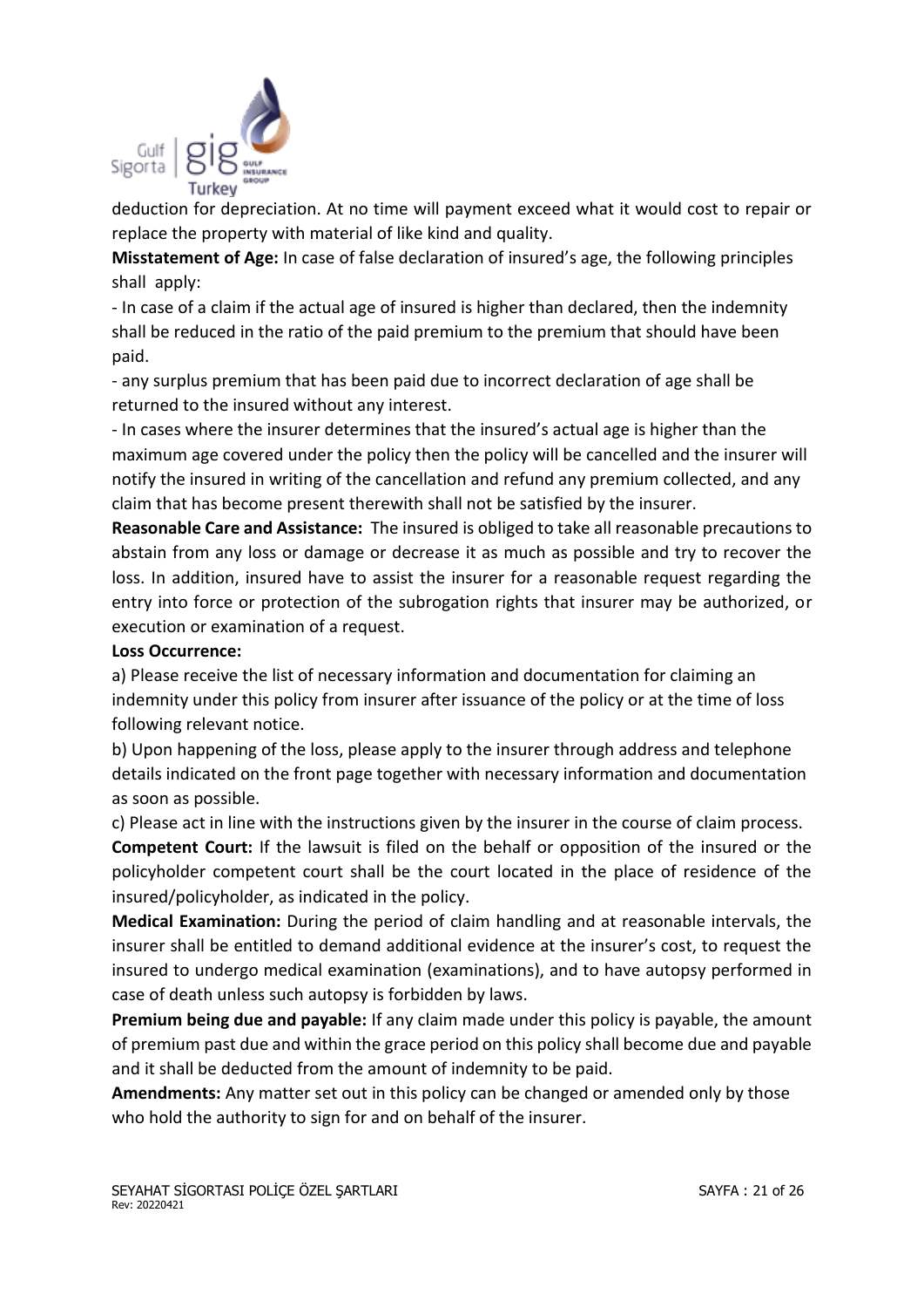deduction for depreciation. At no time will payment exceed what it would cost to repair or replace the property with material of like kind and quality.

**Misstatement of Age:** In case of false declaration of insured's age, the following principles shall apply:

- In case of a claim if the actual age of insured is higher than declared, then the indemnity shall be reduced in the ratio of the paid premium to the premium that should have been paid.
- any surplus premium that has been paid due to incorrect declaration of age shall be returned to the insured without any interest.
- In cases where the insurer determines that the insured's actual age is higher than the maximum age covered under the policy then the policy will be cancelled and the insurer will notify the insured in writing of the cancellation and refund any premium collected, and any claim that has become present therewith shall not be satisfied by the insurer.

**Reasonable Care and Assistance:** The insured is obliged to take all reasonable precautions to abstain from any loss or damage or decrease it as much as possible and try to recover the loss. In addition, insured have to assist the insurer for a reasonable request regarding the entry into force or protection of the subrogation rights that insurer may be authorized, or execution or examination of a request.

**Loss Occurrence:**

a) Please receive the list of necessary information and documentation for claiming an indemnity under this policy from insurer after issuance of the policy or at the time of loss following relevant notice.

b) Upon happening of the loss, please apply to the insurer through address and telephone details indicated on the front page together with necessary information and documentation as soon as possible.

c) Please act in line with the instructions given by the insurer in the course of claim process.

**Competent Court:** If the lawsuit is filed on the behalf or opposition of the insured or the policyholder competent court shall be the court located in the place of residence of the insured/policyholder, as indicated in the policy.

**Medical Examination:** During the period of claim handling and at reasonable intervals, the insurer shall be entitled to demand additional evidence at the insurer's cost, to request the insured to undergo medical examination (examinations), and to have autopsy performed in case of death unless such autopsy is forbidden by laws.

**Premium being due and payable:** If any claim made under this policy is payable, the amount of premium past due and within the grace period on this policy shall become due and payable and it shall be deducted from the amount of indemnity to be paid.

**Amendments:** Any matter set out in this policy can be changed or amended only by those who hold the authority to sign for and on behalf of the insurer.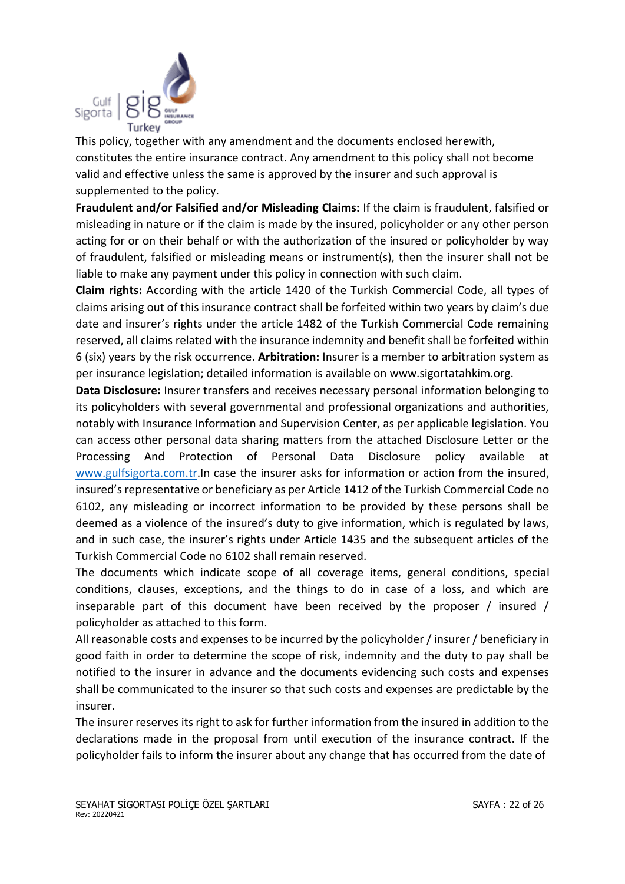This policy, together with any amendment and the documents enclosed herewith, constitutes the entire insurance contract. Any amendment to this policy shall not become valid and effective unless the same is approved by the insurer and such approval is supplemented to the policy.

**Fraudulent and/or Falsified and/or Misleading Claims:** If the claim is fraudulent, falsified or misleading in nature or if the claim is made by the insured, policyholder or any other person acting for or on their behalf or with the authorization of the insured or policyholder by way of fraudulent, falsified or misleading means or instrument(s), then the insurer shall not be liable to make any payment under this policy in connection with such claim.

**Claim rights:** According with the article 1420 of the Turkish Commercial Code, all types of claims arising out of this insurance contract shall be forfeited within two years by claim's due date and insurer's rights under the article 1482 of the Turkish Commercial Code remaining reserved, all claims related with the insurance indemnity and benefit shall be forfeited within 6 (six) years by the risk occurrence. **Arbitration:** Insurer is a member to arbitration system as per insurance legislation; detailed information is available on www.sigortatahkim.org.

**Data Disclosure:** Insurer transfers and receives necessary personal information belonging to its policyholders with several governmental and professional organizations and authorities, notably with Insurance Information and Supervision Center, as per applicable legislation. You can access other personal data sharing matters from the attached Disclosure Letter or the Processing And Protection of Personal Data Disclosure policy available at www.gulfsigorta.com.tr.In case the insurer asks for information or action from the insured, insured's representative or beneficiary as per Article 1412 of the Turkish Commercial Code no 6102, any misleading or incorrect information to be provided by these persons shall be deemed as a violence of the insured's duty to give information, which is regulated by laws, and in such case, the insurer's rights under Article 1435 and the subsequent articles of the Turkish Commercial Code no 6102 shall remain reserved.

The documents which indicate scope of all coverage items, general conditions, special conditions, clauses, exceptions, and the things to do in case of a loss, and which are inseparable part of this document have been received by the proposer / insured / policyholder as attached to this form.

All reasonable costs and expenses to be incurred by the policyholder / insurer / beneficiary in good faith in order to determine the scope of risk, indemnity and the duty to pay shall be notified to the insurer in advance and the documents evidencing such costs and expenses shall be communicated to the insurer so that such costs and expenses are predictable by the insurer.

The insurer reserves its right to ask for further information from the insured in addition to the declarations made in the proposal from until execution of the insurance contract. If the policyholder fails to inform the insurer about any change that has occurred from the date of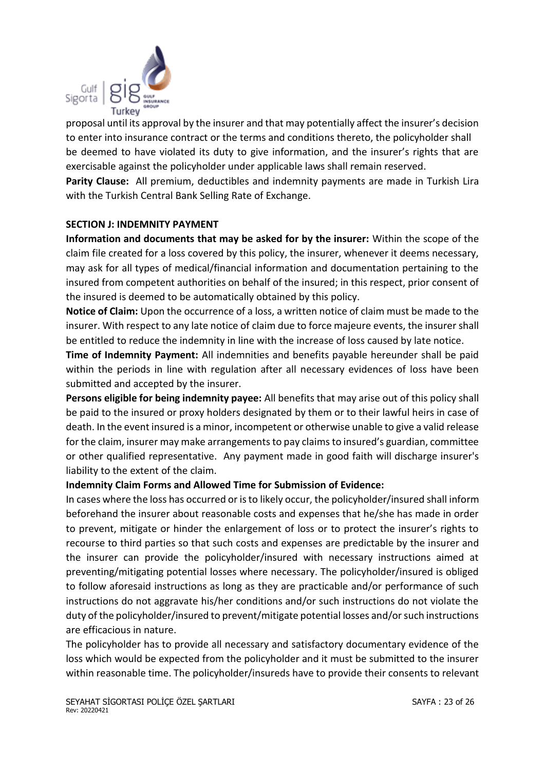proposal until its approval by the insurer and that may potentially affect the insurer's decision to enter into insurance contract or the terms and conditions thereto, the policyholder shall be deemed to have violated its duty to give information, and the insurer's rights that are exercisable against the policyholder under applicable laws shall remain reserved.

**Parity Clause:** All premium, deductibles and indemnity payments are made in Turkish Lira with the Turkish Central Bank Selling Rate of Exchange.

## SECTION J: INDEMNITY PAYMENT

**Information and documents that may be asked for by the insurer:** Within the scope of the claim file created for a loss covered by this policy, the insurer, whenever it deems necessary, may ask for all types of medical/financial information and documentation pertaining to the insured from competent authorities on behalf of the insured; in this respect, prior consent of the insured is deemed to be automatically obtained by this policy.

**Notice of Claim:** Upon the occurrence of a loss, a written notice of claim must be made to the insurer. With respect to any late notice of claim due to force majeure events, the insurer shall be entitled to reduce the indemnity in line with the increase of loss caused by late notice.

**Time of Indemnity Payment:** All indemnities and benefits payable hereunder shall be paid within the periods in line with regulation after all necessary evidences of loss have been submitted and accepted by the insurer.

**Persons eligible for being indemnity payee:** All benefits that may arise out of this policy shall be paid to the insured or proxy holders designated by them or to their lawful heirs in case of death. In the event insured is a minor, incompetent or otherwise unable to give a valid release for the claim, insurer may make arrangements to pay claims to insured's guardian, committee or other qualified representative. Any payment made in good faith will discharge insurer's liability to the extent of the claim.

**Indemnity Claim Forms and Allowed Time for Submission of Evidence:**

In cases where the loss has occurred or is to likely occur, the policyholder/insured shall inform beforehand the insurer about reasonable costs and expenses that he/she has made in order to prevent, mitigate or hinder the enlargement of loss or to protect the insurer's rights to recourse to third parties so that such costs and expenses are predictable by the insurer and the insurer can provide the policyholder/insured with necessary instructions aimed at preventing/mitigating potential losses where necessary. The policyholder/insured is obliged to follow aforesaid instructions as long as they are practicable and/or performance of such instructions do not aggravate his/her conditions and/or such instructions do not violate the duty of the policyholder/insured to prevent/mitigate potential losses and/or such instructions are efficacious in nature.

The policyholder has to provide all necessary and satisfactory documentary evidence of the loss which would be expected from the policyholder and it must be submitted to the insurer within reasonable time. The policyholder/insureds have to provide their consents to relevant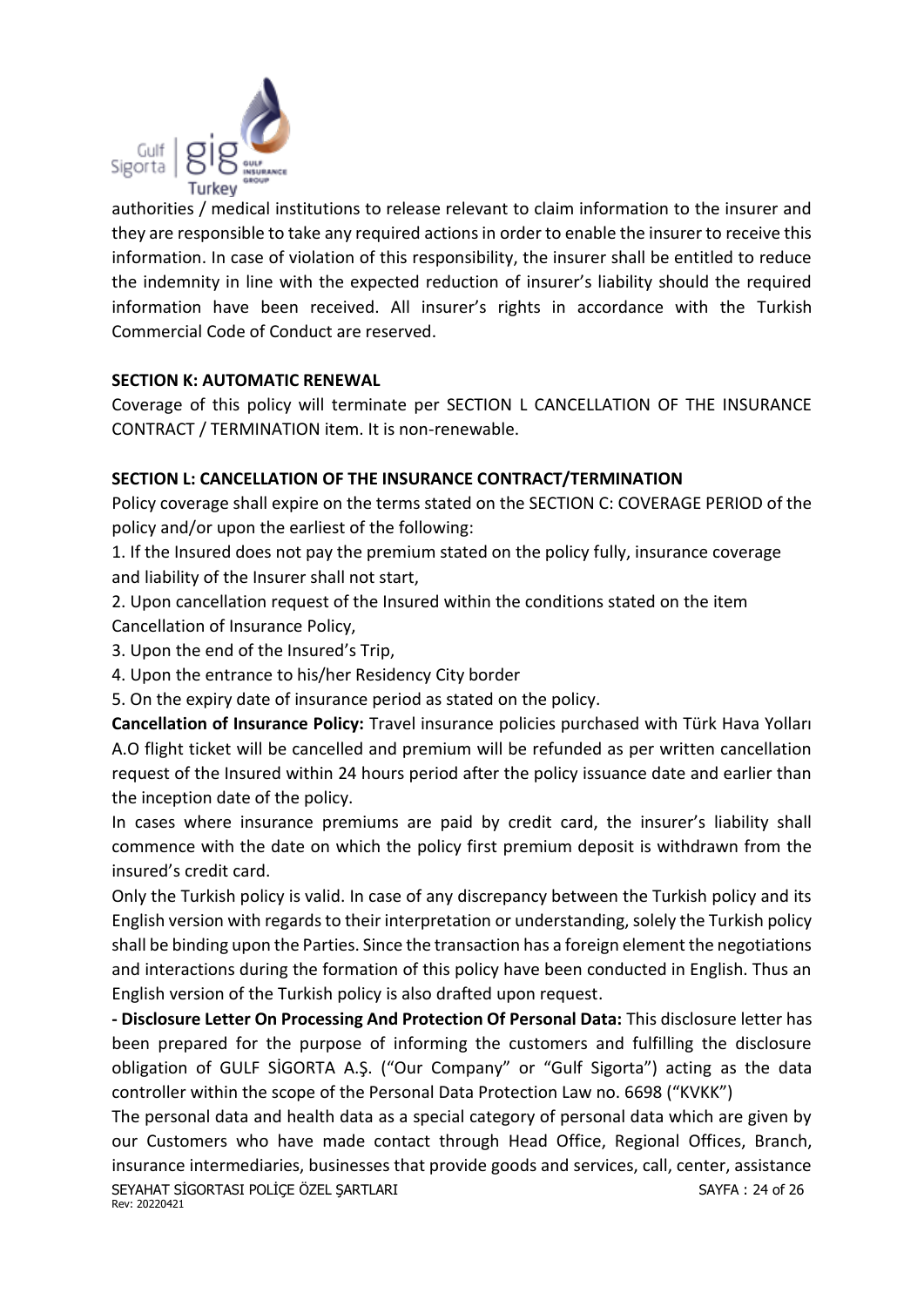authorities / medical institutions to release relevant to claim information to the insurer and they are responsible to take any required actions in order to enable the insurer to receive this information. In case of violation of this responsibility, the insurer shall be entitled to reduce the indemnity in line with the expected reduction of insurer's liability should the required information have been received. All insurer's rights in accordance with the Turkish Commercial Code of Conduct are reserved.

**SECTION K: AUTOMATIC RENEWAL**

Coverage of this policy will terminate per SECTION L CANCELLATION OF THE INSURANCE CONTRACT / TERMINATION item. It is non-renewable.

**SECTION L: CANCELLATION OF THE INSURANCE CONTRACT/TERMINATION**

Policy coverage shall expire on the terms stated on the SECTION C: COVERAGE PERIOD of the policy and/or upon the earliest of the following:

1. If the Insured does not pay the premium stated on the policy fully, insurance coverage and liability of the Insurer shall not start,
2. Upon cancellation request of the Insured within the conditions stated on the item Cancellation of Insurance Policy,
3. Upon the end of the Insured's Trip,
4. Upon the entrance to his/her Residency City border
5. On the expiry date of insurance period as stated on the policy.

**Cancellation of Insurance Policy:** Travel insurance policies purchased with Türk Hava Yolları A.O flight ticket will be cancelled and premium will be refunded as per written cancellation request of the Insured within 24 hours period after the policy issuance date and earlier than the inception date of the policy.

In cases where insurance premiums are paid by credit card, the insurer's liability shall commence with the date on which the policy first premium deposit is withdrawn from the insured's credit card.

Only the Turkish policy is valid. In case of any discrepancy between the Turkish policy and its English version with regards to their interpretation or understanding, solely the Turkish policy shall be binding upon the Parties. Since the transaction has a foreign element the negotiations and interactions during the formation of this policy have been conducted in English. Thus an English version of the Turkish policy is also drafted upon request.

**- Disclosure Letter On Processing And Protection Of Personal Data:** This disclosure letter has been prepared for the purpose of informing the customers and fulfilling the disclosure obligation of GULF SİGORTA A.Ş. ("Our Company" or "Gulf Sigorta") acting as the data controller within the scope of the Personal Data Protection Law no. 6698 ("KVKK")

The personal data and health data as a special category of personal data which are given by our Customers who have made contact through Head Office, Regional Offices, Branch, insurance intermediaries, businesses that provide goods and services, call, center, assistance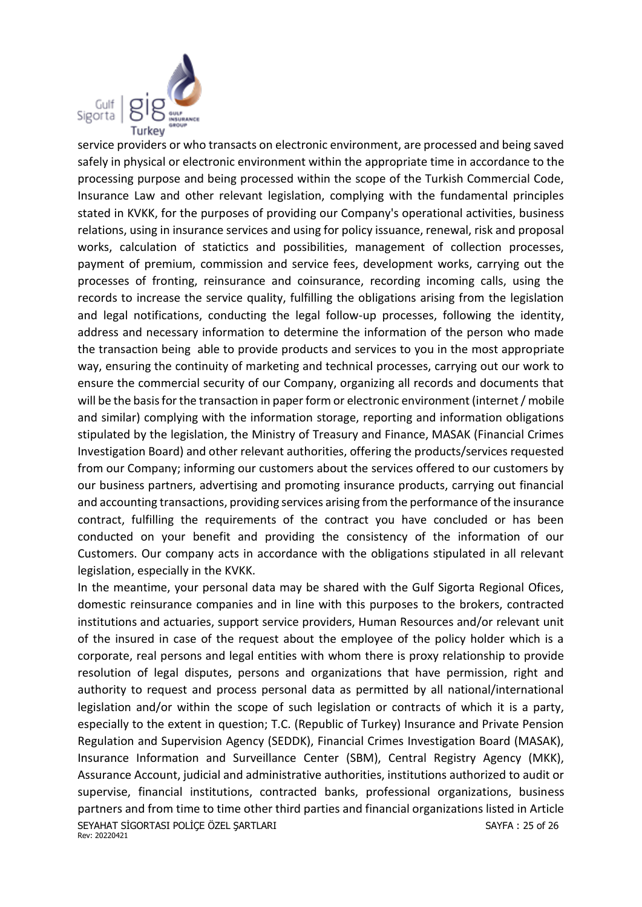service providers or who transacts on electronic environment, are processed and being saved safely in physical or electronic environment within the appropriate time in accordance to the processing purpose and being processed within the scope of the Turkish Commercial Code, Insurance Law and other relevant legislation, complying with the fundamental principles stated in KVKK, for the purposes of providing our Company's operational activities, business relations, using in insurance services and using for policy issuance, renewal, risk and proposal works, calculation of statictics and possibilities, management of collection processes, payment of premium, commission and service fees, development works, carrying out the processes of fronting, reinsurance and coinsurance, recording incoming calls, using the records to increase the service quality, fulfilling the obligations arising from the legislation and legal notifications, conducting the legal follow-up processes, following the identity, address and necessary information to determine the information of the person who made the transaction being able to provide products and services to you in the most appropriate way, ensuring the continuity of marketing and technical processes, carrying out our work to ensure the commercial security of our Company, organizing all records and documents that will be the basis for the transaction in paper form or electronic environment (internet / mobile and similar) complying with the information storage, reporting and information obligations stipulated by the legislation, the Ministry of Treasury and Finance, MASAK (Financial Crimes Investigation Board) and other relevant authorities, offering the products/services requested from our Company; informing our customers about the services offered to our customers by our business partners, advertising and promoting insurance products, carrying out financial and accounting transactions, providing services arising from the performance of the insurance contract, fulfilling the requirements of the contract you have concluded or has been conducted on your benefit and providing the consistency of the information of our Customers. Our company acts in accordance with the obligations stipulated in all relevant legislation, especially in the KVKK.

In the meantime, your personal data may be shared with the Gulf Sigorta Regional Ofices, domestic reinsurance companies and in line with this purposes to the brokers, contracted institutions and actuaries, support service providers, Human Resources and/or relevant unit of the insured in case of the request about the employee of the policy holder which is a corporate, real persons and legal entities with whom there is proxy relationship to provide resolution of legal disputes, persons and organizations that have permission, right and authority to request and process personal data as permitted by all national/international legislation and/or within the scope of such legislation or contracts of which it is a party, especially to the extent in question; T.C. (Republic of Turkey) Insurance and Private Pension Regulation and Supervision Agency (SEDDK), Financial Crimes Investigation Board (MASAK), Insurance Information and Surveillance Center (SBM), Central Registry Agency (MKK), Assurance Account, judicial and administrative authorities, institutions authorized to audit or supervise, financial institutions, contracted banks, professional organizations, business partners and from time to time other third parties and financial organizations listed in Article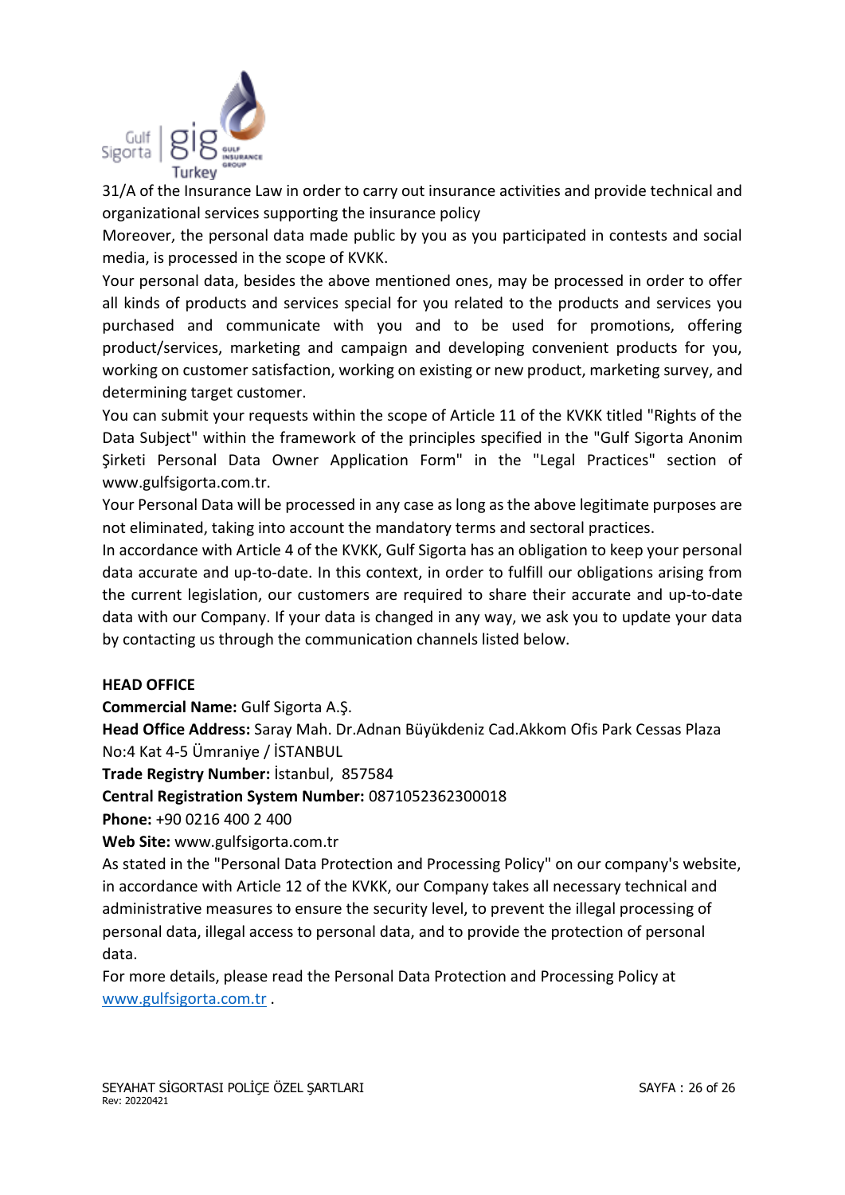31/A of the Insurance Law in order to carry out insurance activities and provide technical and organizational services supporting the insurance policy

Moreover, the personal data made public by you as you participated in contests and social media, is processed in the scope of KVKK.

Your personal data, besides the above mentioned ones, may be processed in order to offer all kinds of products and services special for you related to the products and services you purchased and communicate with you and to be used for promotions, offering product/services, marketing and campaign and developing convenient products for you, working on customer satisfaction, working on existing or new product, marketing survey, and determining target customer.

You can submit your requests within the scope of Article 11 of the KVKK titled "Rights of the Data Subject" within the framework of the principles specified in the "Gulf Sigorta Anonim Şirketi Personal Data Owner Application Form" in the "Legal Practices" section of www.gulfsigorta.com.tr.

Your Personal Data will be processed in any case as long as the above legitimate purposes are not eliminated, taking into account the mandatory terms and sectoral practices.

In accordance with Article 4 of the KVKK, Gulf Sigorta has an obligation to keep your personal data accurate and up-to-date. In this context, in order to fulfill our obligations arising from the current legislation, our customers are required to share their accurate and up-to-date data with our Company. If your data is changed in any way, we ask you to update your data by contacting us through the communication channels listed below.

**HEAD OFFICE**

**Commercial Name:** Gulf Sigorta A.Ş.

**Head Office Address:** Saray Mah. Dr.Adnan Büyükdeniz Cad.Akkom Ofis Park Cessas Plaza No:4 Kat 4-5 Ümraniye / İSTANBUL

**Trade Registry Number:** İstanbul, 857584

**Central Registration System Number:** 0871052362300018

**Phone:** +90 0216 400 2 400

**Web Site:** www.gulfsigorta.com.tr

As stated in the "Personal Data Protection and Processing Policy" on our company's website, in accordance with Article 12 of the KVKK, our Company takes all necessary technical and administrative measures to ensure the security level, to prevent the illegal processing of personal data, illegal access to personal data, and to provide the protection of personal data.

For more details, please read the Personal Data Protection and Processing Policy at www.gulfsigorta.com.tr .